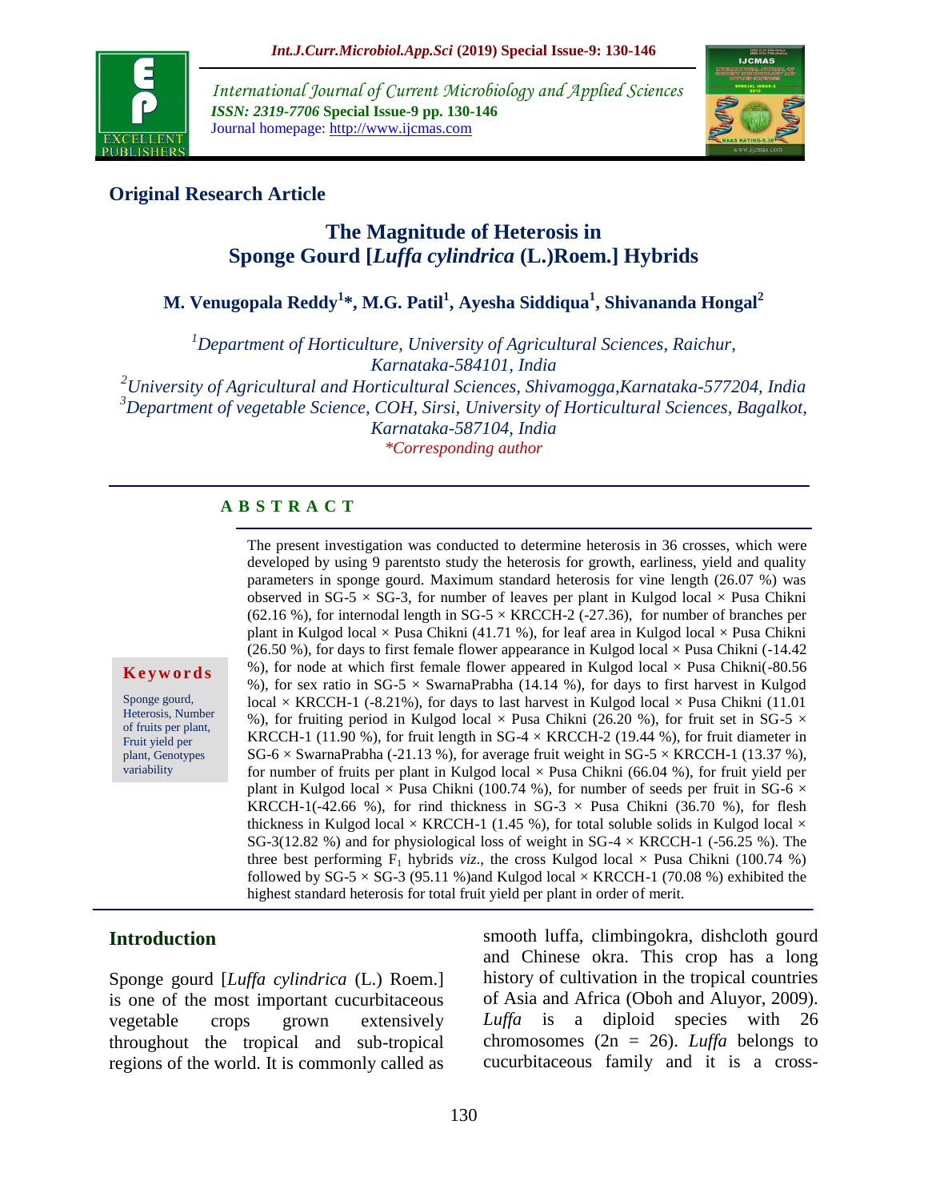## Original Research Article

# The Magnitude of Heterosis in Sponge Gourd [*Luffa cylindrica* (L.)Roem.] Hybrids

**M. Venugopala Reddy[1]*, M.G. Patil[1], Ayesha Siddiqua[1], Shivananda Hongal[2]**

[1]*Department of Horticulture, University of Agricultural Sciences, Raichur, Karnataka-584101, India*
[2]*University of Agricultural and Horticultural Sciences, Shivamogga,Karnataka-577204, India*
[3]*Department of vegetable Science, COH, Sirsi, University of Horticultural Sciences, Bagalkot, Karnataka-587104, India*
**Corresponding author*

### ABSTRACT

**Keywords**

Sponge gourd, Heterosis, Number of fruits per plant, Fruit yield per plant, Genotypes variability

The present investigation was conducted to determine heterosis in 36 crosses, which were developed by using 9 parentsto study the heterosis for growth, earliness, yield and quality parameters in sponge gourd. Maximum standard heterosis for vine length (26.07 %) was observed in SG-5 × SG-3, for number of leaves per plant in Kulgod local × Pusa Chikni (62.16 %), for internodal length in SG-5 × KRCCH-2 (-27.36), for number of branches per plant in Kulgod local × Pusa Chikni (41.71 %), for leaf area in Kulgod local × Pusa Chikni (26.50 %), for days to first female flower appearance in Kulgod local × Pusa Chikni (-14.42 %), for node at which first female flower appeared in Kulgod local × Pusa Chikni(-80.56 %), for sex ratio in SG-5 × SwarnaPrabha (14.14 %), for days to first harvest in Kulgod local × KRCCH-1 (-8.21%), for days to last harvest in Kulgod local × Pusa Chikni (11.01 %), for fruiting period in Kulgod local × Pusa Chikni (26.20 %), for fruit set in SG-5 × KRCCH-1 (11.90 %), for fruit length in SG-4 × KRCCH-2 (19.44 %), for fruit diameter in SG-6 × SwarnaPrabha (-21.13 %), for average fruit weight in SG-5 × KRCCH-1 (13.37 %), for number of fruits per plant in Kulgod local × Pusa Chikni (66.04 %), for fruit yield per plant in Kulgod local × Pusa Chikni (100.74 %), for number of seeds per fruit in SG-6 × KRCCH-1(-42.66 %), for rind thickness in SG-3 × Pusa Chikni (36.70 %), for flesh thickness in Kulgod local × KRCCH-1 (1.45 %), for total soluble solids in Kulgod local × SG-3(12.82 %) and for physiological loss of weight in SG-4 × KRCCH-1 (-56.25 %). The three best performing $F_1$ hybrids *viz*., the cross Kulgod local × Pusa Chikni (100.74 %) followed by SG-5 × SG-3 (95.11 %)and Kulgod local × KRCCH-1 (70.08 %) exhibited the highest standard heterosis for total fruit yield per plant in order of merit.

## Introduction

Sponge gourd [*Luffa cylindrica* (L.) Roem.] is one of the most important cucurbitaceous vegetable crops grown extensively throughout the tropical and sub-tropical regions of the world. It is commonly called as smooth luffa, climbingokra, dishcloth gourd and Chinese okra. This crop has a long history of cultivation in the tropical countries of Asia and Africa (Oboh and Aluyor, 2009). *Luffa* is a diploid species with 26 chromosomes (2n = 26). *Luffa* belongs to cucurbitaceous family and it is a cross-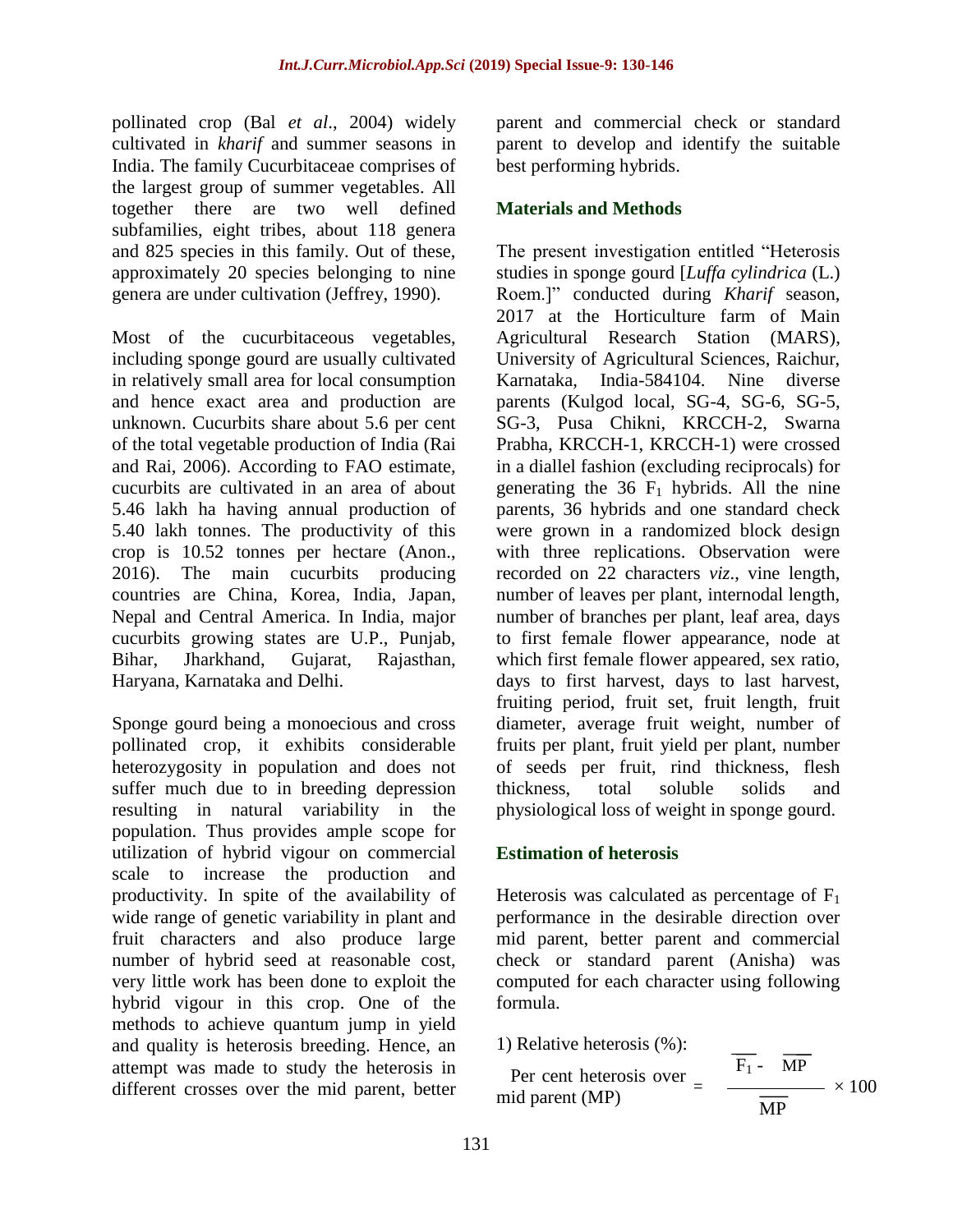pollinated crop (Bal *et al*., 2004) widely cultivated in *kharif* and summer seasons in India. The family Cucurbitaceae comprises of the largest group of summer vegetables. All together there are two well defined subfamilies, eight tribes, about 118 genera and 825 species in this family. Out of these, approximately 20 species belonging to nine genera are under cultivation (Jeffrey, 1990).

Most of the cucurbitaceous vegetables, including sponge gourd are usually cultivated in relatively small area for local consumption and hence exact area and production are unknown. Cucurbits share about 5.6 per cent of the total vegetable production of India (Rai and Rai, 2006). According to FAO estimate, cucurbits are cultivated in an area of about 5.46 lakh ha having annual production of 5.40 lakh tonnes. The productivity of this crop is 10.52 tonnes per hectare (Anon., 2016). The main cucurbits producing countries are China, Korea, India, Japan, Nepal and Central America. In India, major cucurbits growing states are U.P., Punjab, Bihar, Jharkhand, Gujarat, Rajasthan, Haryana, Karnataka and Delhi.

Sponge gourd being a monoecious and cross pollinated crop, it exhibits considerable heterozygosity in population and does not suffer much due to in breeding depression resulting in natural variability in the population. Thus provides ample scope for utilization of hybrid vigour on commercial scale to increase the production and productivity. In spite of the availability of wide range of genetic variability in plant and fruit characters and also produce large number of hybrid seed at reasonable cost, very little work has been done to exploit the hybrid vigour in this crop. One of the methods to achieve quantum jump in yield and quality is heterosis breeding. Hence, an attempt was made to study the heterosis in different crosses over the mid parent, better parent and commercial check or standard parent to develop and identify the suitable best performing hybrids.

## Materials and Methods

The present investigation entitled "Heterosis studies in sponge gourd [*Luffa cylindrica* (L.) Roem.]" conducted during *Kharif* season, 2017 at the Horticulture farm of Main Agricultural Research Station (MARS), University of Agricultural Sciences, Raichur, Karnataka, India-584104. Nine diverse parents (Kulgod local, SG-4, SG-6, SG-5, SG-3, Pusa Chikni, KRCCH-2, Swarna Prabha, KRCCH-1, KRCCH-1) were crossed in a diallel fashion (excluding reciprocals) for generating the 36 $F_1$ hybrids. All the nine parents, 36 hybrids and one standard check were grown in a randomized block design with three replications. Observation were recorded on 22 characters *viz*., vine length, number of leaves per plant, internodal length, number of branches per plant, leaf area, days to first female flower appearance, node at which first female flower appeared, sex ratio, days to first harvest, days to last harvest, fruiting period, fruit set, fruit length, fruit diameter, average fruit weight, number of fruits per plant, fruit yield per plant, number of seeds per fruit, rind thickness, flesh thickness, total soluble solids and physiological loss of weight in sponge gourd.

## Estimation of heterosis

Heterosis was calculated as percentage of $F_1$ performance in the desirable direction over mid parent, better parent and commercial check or standard parent (Anisha) was computed for each character using following formula.

1) Relative heterosis (%):

$$\text{Per cent heterosis over mid parent (MP)} = \frac{\overline{F_1} - \overline{MP}}{\overline{MP}} \times 100$$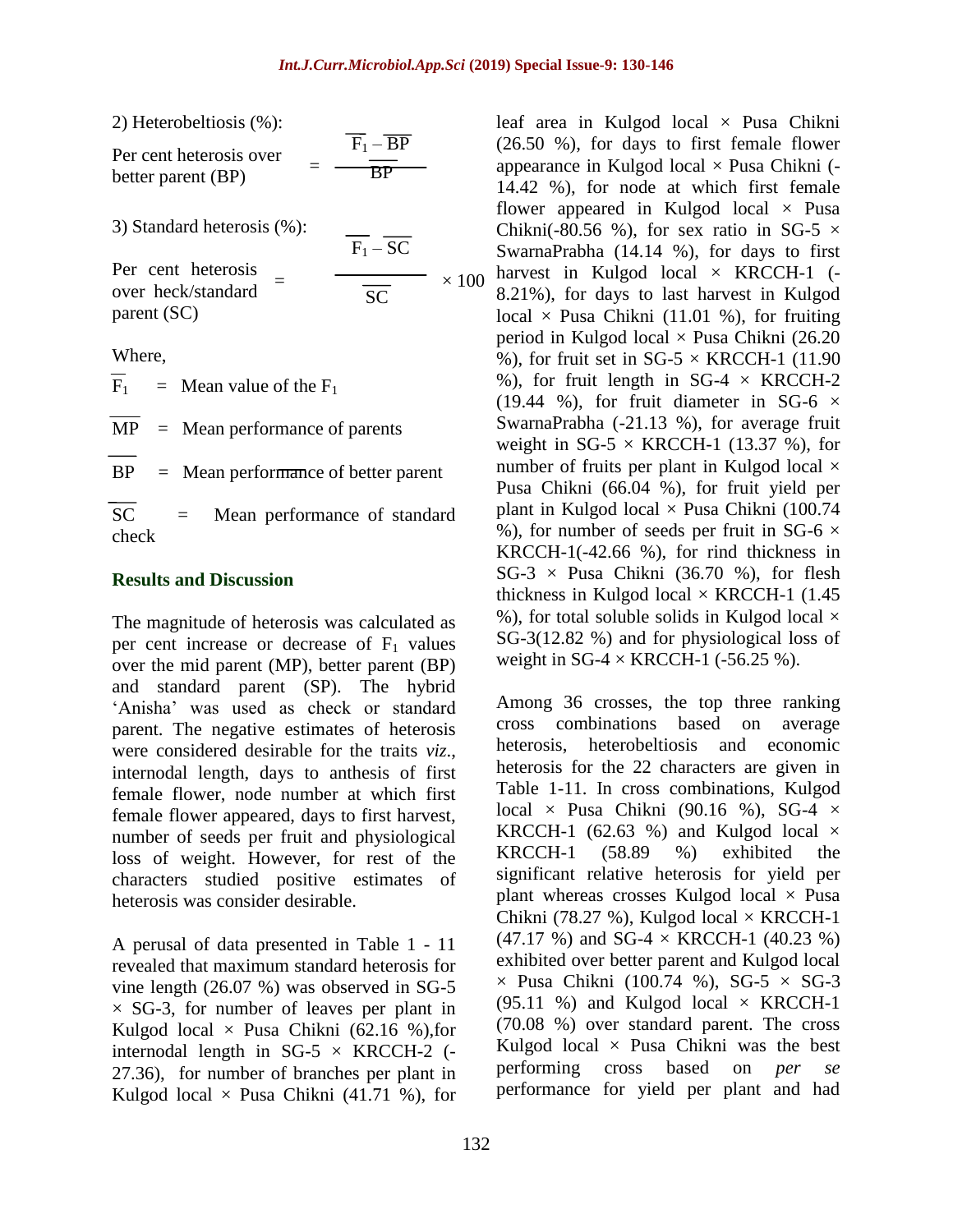2) Heterobeltiosis (%):

$$\text{Per cent heterosis over better parent (BP)} = \frac{\overline{F_1} - \overline{BP}}{\overline{BP}}$$

3) Standard heterosis (%):

$$\text{Per cent heterosis over heck/standard parent (SC)} = \frac{\overline{F_1} - \overline{SC}}{\overline{SC}} \times 100$$

Where,

$\overline{F_1}$ = Mean value of the $F_1$

$\overline{MP}$ = Mean performance of parents

$\overline{BP}$ = Mean performance of better parent

$\overline{SC}$ = Mean performance of standard check

## Results and Discussion

The magnitude of heterosis was calculated as per cent increase or decrease of $F_1$ values over the mid parent (MP), better parent (BP) and standard parent (SP). The hybrid 'Anisha' was used as check or standard parent. The negative estimates of heterosis were considered desirable for the traits *viz*., internodal length, days to anthesis of first female flower, node number at which first female flower appeared, days to first harvest, number of seeds per fruit and physiological loss of weight. However, for rest of the characters studied positive estimates of heterosis was consider desirable.

A perusal of data presented in Table 1 - 11 revealed that maximum standard heterosis for vine length (26.07 %) was observed in SG-5 × SG-3, for number of leaves per plant in Kulgod local × Pusa Chikni (62.16 %),for internodal length in SG-5 × KRCCH-2 (-27.36), for number of branches per plant in Kulgod local × Pusa Chikni (41.71 %), for leaf area in Kulgod local × Pusa Chikni (26.50 %), for days to first female flower appearance in Kulgod local × Pusa Chikni (-14.42 %), for node at which first female flower appeared in Kulgod local × Pusa Chikni(-80.56 %), for sex ratio in SG-5 × SwarnaPrabha (14.14 %), for days to first harvest in Kulgod local × KRCCH-1 (-8.21%), for days to last harvest in Kulgod local × Pusa Chikni (11.01 %), for fruiting period in Kulgod local × Pusa Chikni (26.20 %), for fruit set in SG-5 × KRCCH-1 (11.90 %), for fruit length in SG-4 × KRCCH-2 (19.44 %), for fruit diameter in SG-6 × SwarnaPrabha (-21.13 %), for average fruit weight in SG-5 × KRCCH-1 (13.37 %), for number of fruits per plant in Kulgod local × Pusa Chikni (66.04 %), for fruit yield per plant in Kulgod local × Pusa Chikni (100.74 %), for number of seeds per fruit in SG-6 × KRCCH-1(-42.66 %), for rind thickness in SG-3 × Pusa Chikni (36.70 %), for flesh thickness in Kulgod local × KRCCH-1 (1.45 %), for total soluble solids in Kulgod local × SG-3(12.82 %) and for physiological loss of weight in SG-4 × KRCCH-1 (-56.25 %).

Among 36 crosses, the top three ranking cross combinations based on average heterosis, heterobeltiosis and economic heterosis for the 22 characters are given in Table 1-11. In cross combinations, Kulgod local × Pusa Chikni (90.16 %), SG-4 × KRCCH-1 (62.63 %) and Kulgod local × KRCCH-1 (58.89 %) exhibited the significant relative heterosis for yield per plant whereas crosses Kulgod local × Pusa Chikni (78.27 %), Kulgod local × KRCCH-1 (47.17 %) and SG-4 × KRCCH-1 (40.23 %) exhibited over better parent and Kulgod local × Pusa Chikni (100.74 %), SG-5 × SG-3 (95.11 %) and Kulgod local × KRCCH-1 (70.08 %) over standard parent. The cross Kulgod local × Pusa Chikni was the best performing cross based on *per se* performance for yield per plant and had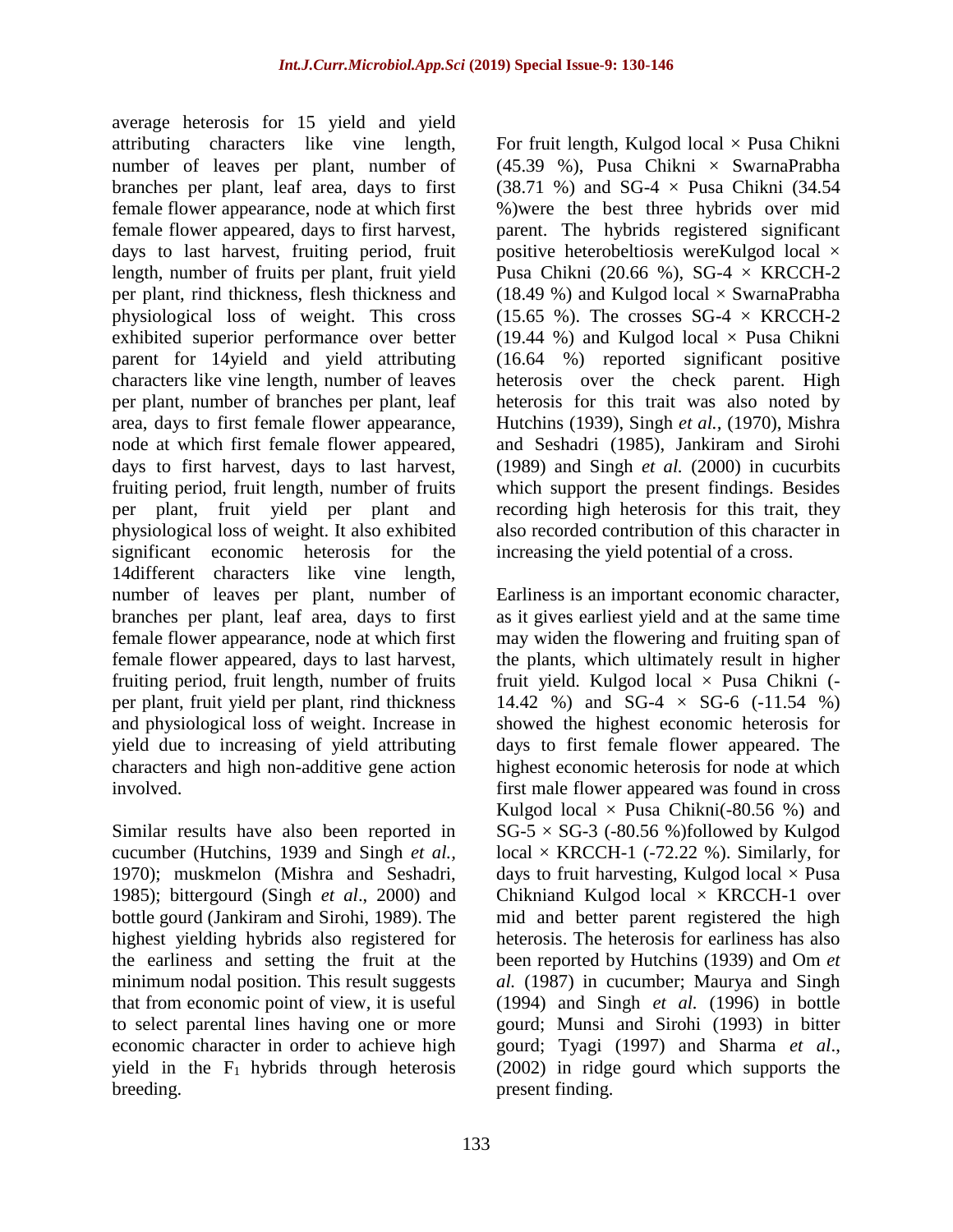average heterosis for 15 yield and yield attributing characters like vine length, number of leaves per plant, number of branches per plant, leaf area, days to first female flower appearance, node at which first female flower appeared, days to first harvest, days to last harvest, fruiting period, fruit length, number of fruits per plant, fruit yield per plant, rind thickness, flesh thickness and physiological loss of weight. This cross exhibited superior performance over better parent for 14yield and yield attributing characters like vine length, number of leaves per plant, number of branches per plant, leaf area, days to first female flower appearance, node at which first female flower appeared, days to first harvest, days to last harvest, fruiting period, fruit length, number of fruits per plant, fruit yield per plant and physiological loss of weight. It also exhibited significant economic heterosis for the 14different characters like vine length, number of leaves per plant, number of branches per plant, leaf area, days to first female flower appearance, node at which first female flower appeared, days to last harvest, fruiting period, fruit length, number of fruits per plant, fruit yield per plant, rind thickness and physiological loss of weight. Increase in yield due to increasing of yield attributing characters and high non-additive gene action involved.

Similar results have also been reported in cucumber (Hutchins, 1939 and Singh *et al.,* 1970); muskmelon (Mishra and Seshadri, 1985); bittergourd (Singh *et al*., 2000) and bottle gourd (Jankiram and Sirohi, 1989). The highest yielding hybrids also registered for the earliness and setting the fruit at the minimum nodal position. This result suggests that from economic point of view, it is useful to select parental lines having one or more economic character in order to achieve high yield in the $F_1$ hybrids through heterosis breeding.

For fruit length, Kulgod local × Pusa Chikni (45.39 %), Pusa Chikni × SwarnaPrabha (38.71 %) and SG-4 × Pusa Chikni (34.54 %)were the best three hybrids over mid parent. The hybrids registered significant positive heterobeltiosis wereKulgod local × Pusa Chikni (20.66 %), SG-4 × KRCCH-2 (18.49 %) and Kulgod local × SwarnaPrabha (15.65 %). The crosses SG-4 × KRCCH-2 (19.44 %) and Kulgod local × Pusa Chikni (16.64 %) reported significant positive heterosis over the check parent. High heterosis for this trait was also noted by Hutchins (1939), Singh *et al.,* (1970), Mishra and Seshadri (1985), Jankiram and Sirohi (1989) and Singh *et al.* (2000) in cucurbits which support the present findings. Besides recording high heterosis for this trait, they also recorded contribution of this character in increasing the yield potential of a cross.

Earliness is an important economic character, as it gives earliest yield and at the same time may widen the flowering and fruiting span of the plants, which ultimately result in higher fruit yield. Kulgod local × Pusa Chikni (-14.42 %) and SG-4 × SG-6 (-11.54 %) showed the highest economic heterosis for days to first female flower appeared. The highest economic heterosis for node at which first male flower appeared was found in cross Kulgod local × Pusa Chikni(-80.56 %) and SG-5 × SG-3 (-80.56 %)followed by Kulgod local × KRCCH-1 (-72.22 %). Similarly, for days to fruit harvesting, Kulgod local × Pusa Chikniand Kulgod local × KRCCH-1 over mid and better parent registered the high heterosis. The heterosis for earliness has also been reported by Hutchins (1939) and Om *et al.* (1987) in cucumber; Maurya and Singh (1994) and Singh *et al.* (1996) in bottle gourd; Munsi and Sirohi (1993) in bitter gourd; Tyagi (1997) and Sharma *et al*., (2002) in ridge gourd which supports the present finding.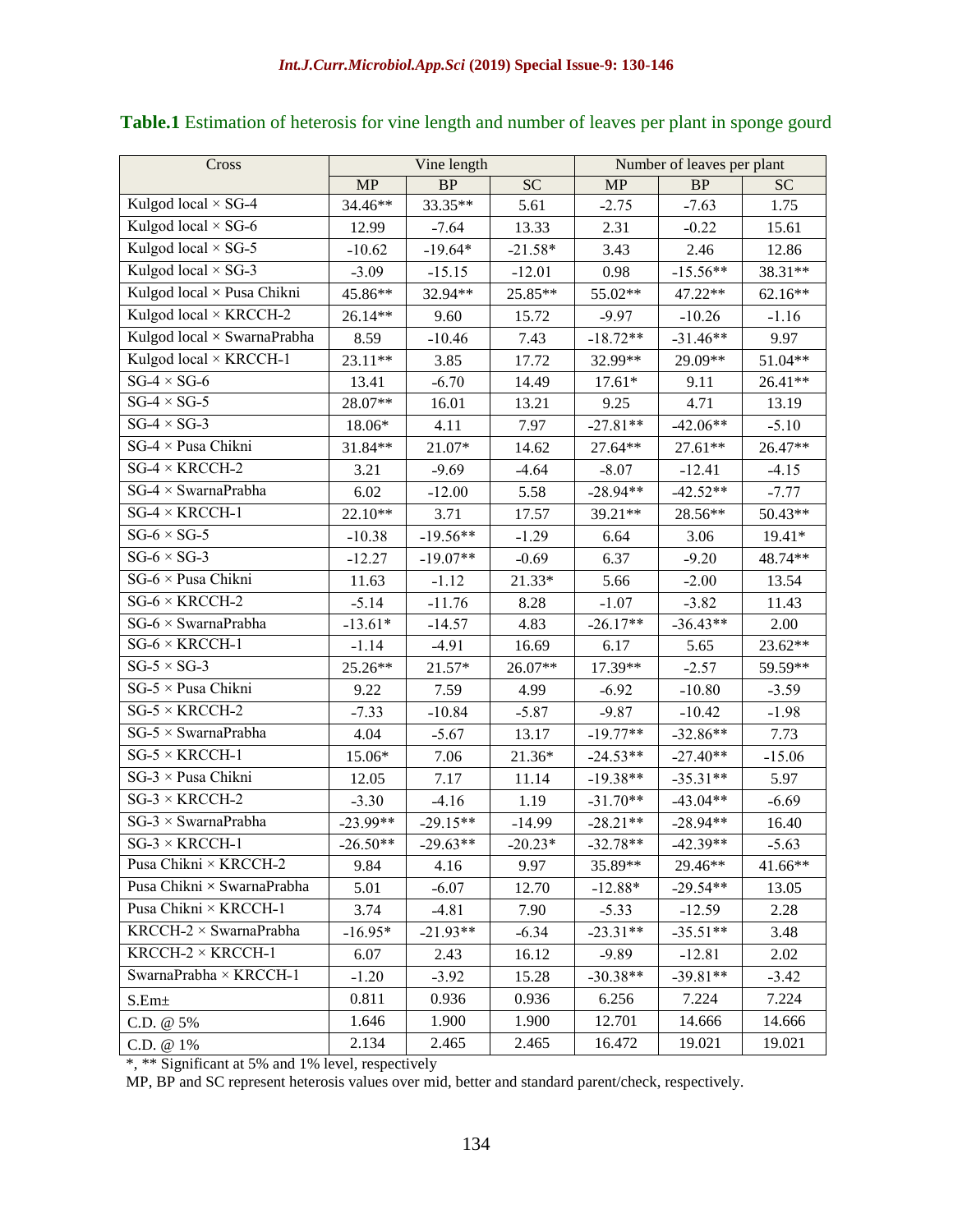**Table.1** Estimation of heterosis for vine length and number of leaves per plant in sponge gourd

| Cross | Vine length | | | Number of leaves per plant | | |
|---|---|---|---|---|---|---|
| | MP | BP | SC | MP | BP | SC |
| Kulgod local × SG-4 | 34.46** | 33.35** | 5.61 | -2.75 | -7.63 | 1.75 |
| Kulgod local × SG-6 | 12.99 | -7.64 | 13.33 | 2.31 | -0.22 | 15.61 |
| Kulgod local × SG-5 | -10.62 | -19.64* | -21.58* | 3.43 | 2.46 | 12.86 |
| Kulgod local × SG-3 | -3.09 | -15.15 | -12.01 | 0.98 | -15.56** | 38.31** |
| Kulgod local × Pusa Chikni | 45.86** | 32.94** | 25.85** | 55.02** | 47.22** | 62.16** |
| Kulgod local × KRCCH-2 | 26.14** | 9.60 | 15.72 | -9.97 | -10.26 | -1.16 |
| Kulgod local × SwarnaPrabha | 8.59 | -10.46 | 7.43 | -18.72** | -31.46** | 9.97 |
| Kulgod local × KRCCH-1 | 23.11** | 3.85 | 17.72 | 32.99** | 29.09** | 51.04** |
| SG-4 × SG-6 | 13.41 | -6.70 | 14.49 | 17.61* | 9.11 | 26.41** |
| SG-4 × SG-5 | 28.07** | 16.01 | 13.21 | 9.25 | 4.71 | 13.19 |
| SG-4 × SG-3 | 18.06* | 4.11 | 7.97 | -27.81** | -42.06** | -5.10 |
| SG-4 × Pusa Chikni | 31.84** | 21.07* | 14.62 | 27.64** | 27.61** | 26.47** |
| SG-4 × KRCCH-2 | 3.21 | -9.69 | -4.64 | -8.07 | -12.41 | -4.15 |
| SG-4 × SwarnaPrabha | 6.02 | -12.00 | 5.58 | -28.94** | -42.52** | -7.77 |
| SG-4 × KRCCH-1 | 22.10** | 3.71 | 17.57 | 39.21** | 28.56** | 50.43** |
| SG-6 × SG-5 | -10.38 | -19.56** | -1.29 | 6.64 | 3.06 | 19.41* |
| SG-6 × SG-3 | -12.27 | -19.07** | -0.69 | 6.37 | -9.20 | 48.74** |
| SG-6 × Pusa Chikni | 11.63 | -1.12 | 21.33* | 5.66 | -2.00 | 13.54 |
| SG-6 × KRCCH-2 | -5.14 | -11.76 | 8.28 | -1.07 | -3.82 | 11.43 |
| SG-6 × SwarnaPrabha | -13.61* | -14.57 | 4.83 | -26.17** | -36.43** | 2.00 |
| SG-6 × KRCCH-1 | -1.14 | -4.91 | 16.69 | 6.17 | 5.65 | 23.62** |
| SG-5 × SG-3 | 25.26** | 21.57* | 26.07** | 17.39** | -2.57 | 59.59** |
| SG-5 × Pusa Chikni | 9.22 | 7.59 | 4.99 | -6.92 | -10.80 | -3.59 |
| SG-5 × KRCCH-2 | -7.33 | -10.84 | -5.87 | -9.87 | -10.42 | -1.98 |
| SG-5 × SwarnaPrabha | 4.04 | -5.67 | 13.17 | -19.77** | -32.86** | 7.73 |
| SG-5 × KRCCH-1 | 15.06* | 7.06 | 21.36* | -24.53** | -27.40** | -15.06 |
| SG-3 × Pusa Chikni | 12.05 | 7.17 | 11.14 | -19.38** | -35.31** | 5.97 |
| SG-3 × KRCCH-2 | -3.30 | -4.16 | 1.19 | -31.70** | -43.04** | -6.69 |
| SG-3 × SwarnaPrabha | -23.99** | -29.15** | -14.99 | -28.21** | -28.94** | 16.40 |
| SG-3 × KRCCH-1 | -26.50** | -29.63** | -20.23* | -32.78** | -42.39** | -5.63 |
| Pusa Chikni × KRCCH-2 | 9.84 | 4.16 | 9.97 | 35.89** | 29.46** | 41.66** |
| Pusa Chikni × SwarnaPrabha | 5.01 | -6.07 | 12.70 | -12.88* | -29.54** | 13.05 |
| Pusa Chikni × KRCCH-1 | 3.74 | -4.81 | 7.90 | -5.33 | -12.59 | 2.28 |
| KRCCH-2 × SwarnaPrabha | -16.95* | -21.93** | -6.34 | -23.31** | -35.51** | 3.48 |
| KRCCH-2 × KRCCH-1 | 6.07 | 2.43 | 16.12 | -9.89 | -12.81 | 2.02 |
| SwarnaPrabha × KRCCH-1 | -1.20 | -3.92 | 15.28 | -30.38** | -39.81** | -3.42 |
| S.Em± | 0.811 | 0.936 | 0.936 | 6.256 | 7.224 | 7.224 |
| C.D. @ 5% | 1.646 | 1.900 | 1.900 | 12.701 | 14.666 | 14.666 |
| C.D. @ 1% | 2.134 | 2.465 | 2.465 | 16.472 | 19.021 | 19.021 |

*, ** Significant at 5% and 1% level, respectively

MP, BP and SC represent heterosis values over mid, better and standard parent/check, respectively.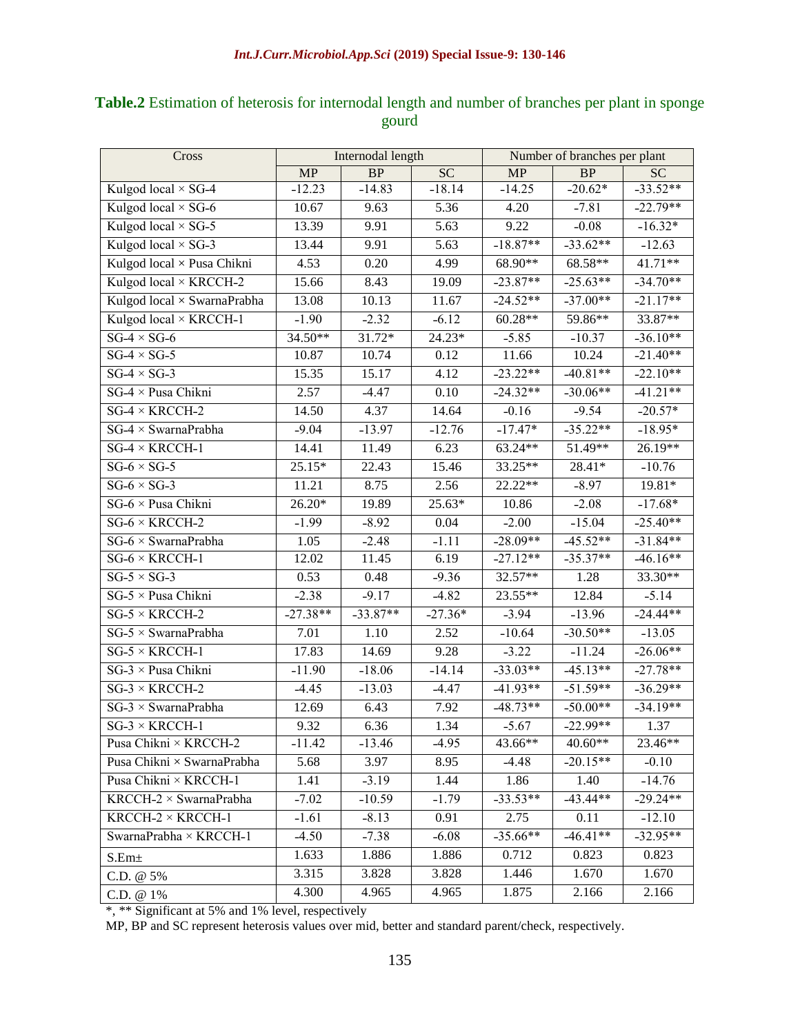**Table.2** Estimation of heterosis for internodal length and number of branches per plant in sponge gourd

| Cross | Internodal length | | | Number of branches per plant | | |
|---|---|---|---|---|---|---|
| | MP | BP | SC | MP | BP | SC |
| Kulgod local × SG-4 | -12.23 | -14.83 | -18.14 | -14.25 | -20.62* | -33.52** |
| Kulgod local × SG-6 | 10.67 | 9.63 | 5.36 | 4.20 | -7.81 | -22.79** |
| Kulgod local × SG-5 | 13.39 | 9.91 | 5.63 | 9.22 | -0.08 | -16.32* |
| Kulgod local × SG-3 | 13.44 | 9.91 | 5.63 | -18.87** | -33.62** | -12.63 |
| Kulgod local × Pusa Chikni | 4.53 | 0.20 | 4.99 | 68.90** | 68.58** | 41.71** |
| Kulgod local × KRCCH-2 | 15.66 | 8.43 | 19.09 | -23.87** | -25.63** | -34.70** |
| Kulgod local × SwarnaPrabha | 13.08 | 10.13 | 11.67 | -24.52** | -37.00** | -21.17** |
| Kulgod local × KRCCH-1 | -1.90 | -2.32 | -6.12 | 60.28** | 59.86** | 33.87** |
| SG-4 × SG-6 | 34.50** | 31.72* | 24.23* | -5.85 | -10.37 | -36.10** |
| SG-4 × SG-5 | 10.87 | 10.74 | 0.12 | 11.66 | 10.24 | -21.40** |
| SG-4 × SG-3 | 15.35 | 15.17 | 4.12 | -23.22** | -40.81** | -22.10** |
| SG-4 × Pusa Chikni | 2.57 | -4.47 | 0.10 | -24.32** | -30.06** | -41.21** |
| SG-4 × KRCCH-2 | 14.50 | 4.37 | 14.64 | -0.16 | -9.54 | -20.57* |
| SG-4 × SwarnaPrabha | -9.04 | -13.97 | -12.76 | -17.47* | -35.22** | -18.95* |
| SG-4 × KRCCH-1 | 14.41 | 11.49 | 6.23 | 63.24** | 51.49** | 26.19** |
| SG-6 × SG-5 | 25.15* | 22.43 | 15.46 | 33.25** | 28.41* | -10.76 |
| SG-6 × SG-3 | 11.21 | 8.75 | 2.56 | 22.22** | -8.97 | 19.81* |
| SG-6 × Pusa Chikni | 26.20* | 19.89 | 25.63* | 10.86 | -2.08 | -17.68* |
| SG-6 × KRCCH-2 | -1.99 | -8.92 | 0.04 | -2.00 | -15.04 | -25.40** |
| SG-6 × SwarnaPrabha | 1.05 | -2.48 | -1.11 | -28.09** | -45.52** | -31.84** |
| SG-6 × KRCCH-1 | 12.02 | 11.45 | 6.19 | -27.12** | -35.37** | -46.16** |
| SG-5 × SG-3 | 0.53 | 0.48 | -9.36 | 32.57** | 1.28 | 33.30** |
| SG-5 × Pusa Chikni | -2.38 | -9.17 | -4.82 | 23.55** | 12.84 | -5.14 |
| SG-5 × KRCCH-2 | -27.38** | -33.87** | -27.36* | -3.94 | -13.96 | -24.44** |
| SG-5 × SwarnaPrabha | 7.01 | 1.10 | 2.52 | -10.64 | -30.50** | -13.05 |
| SG-5 × KRCCH-1 | 17.83 | 14.69 | 9.28 | -3.22 | -11.24 | -26.06** |
| SG-3 × Pusa Chikni | -11.90 | -18.06 | -14.14 | -33.03** | -45.13** | -27.78** |
| SG-3 × KRCCH-2 | -4.45 | -13.03 | -4.47 | -41.93** | -51.59** | -36.29** |
| SG-3 × SwarnaPrabha | 12.69 | 6.43 | 7.92 | -48.73** | -50.00** | -34.19** |
| SG-3 × KRCCH-1 | 9.32 | 6.36 | 1.34 | -5.67 | -22.99** | 1.37 |
| Pusa Chikni × KRCCH-2 | -11.42 | -13.46 | -4.95 | 43.66** | 40.60** | 23.46** |
| Pusa Chikni × SwarnaPrabha | 5.68 | 3.97 | 8.95 | -4.48 | -20.15** | -0.10 |
| Pusa Chikni × KRCCH-1 | 1.41 | -3.19 | 1.44 | 1.86 | 1.40 | -14.76 |
| KRCCH-2 × SwarnaPrabha | -7.02 | -10.59 | -1.79 | -33.53** | -43.44** | -29.24** |
| KRCCH-2 × KRCCH-1 | -1.61 | -8.13 | 0.91 | 2.75 | 0.11 | -12.10 |
| SwarnaPrabha × KRCCH-1 | -4.50 | -7.38 | -6.08 | -35.66** | -46.41** | -32.95** |
| S.Em± | 1.633 | 1.886 | 1.886 | 0.712 | 0.823 | 0.823 |
| C.D. @ 5% | 3.315 | 3.828 | 3.828 | 1.446 | 1.670 | 1.670 |
| C.D. @ 1% | 4.300 | 4.965 | 4.965 | 1.875 | 2.166 | 2.166 |

*, ** Significant at 5% and 1% level, respectively

MP, BP and SC represent heterosis values over mid, better and standard parent/check, respectively.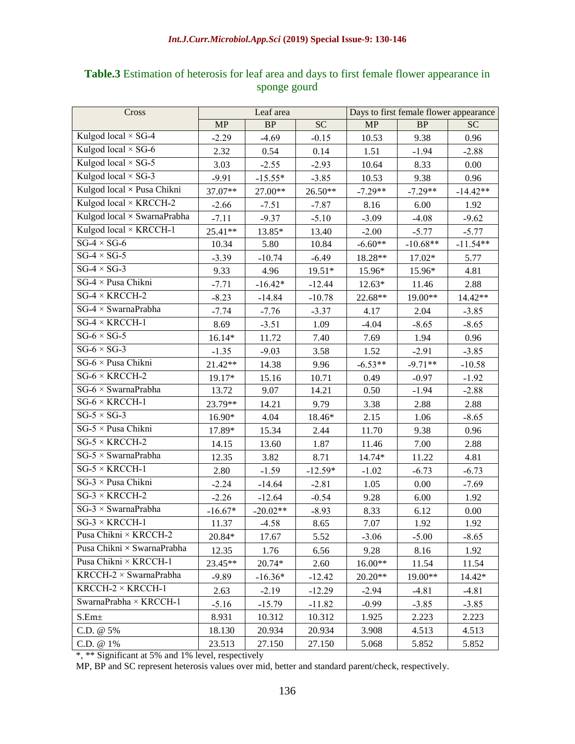**Table.3** Estimation of heterosis for leaf area and days to first female flower appearance in sponge gourd

| Cross | Leaf area | | | Days to first female flower appearance | | |
|---|---|---|---|---|---|---|
| | MP | BP | SC | MP | BP | SC |
| Kulgod local × SG-4 | -2.29 | -4.69 | -0.15 | 10.53 | 9.38 | 0.96 |
| Kulgod local × SG-6 | 2.32 | 0.54 | 0.14 | 1.51 | -1.94 | -2.88 |
| Kulgod local × SG-5 | 3.03 | -2.55 | -2.93 | 10.64 | 8.33 | 0.00 |
| Kulgod local × SG-3 | -9.91 | -15.55* | -3.85 | 10.53 | 9.38 | 0.96 |
| Kulgod local × Pusa Chikni | 37.07** | 27.00** | 26.50** | -7.29** | -7.29** | -14.42** |
| Kulgod local × KRCCH-2 | -2.66 | -7.51 | -7.87 | 8.16 | 6.00 | 1.92 |
| Kulgod local × SwarnaPrabha | -7.11 | -9.37 | -5.10 | -3.09 | -4.08 | -9.62 |
| Kulgod local × KRCCH-1 | 25.41** | 13.85* | 13.40 | -2.00 | -5.77 | -5.77 |
| SG-4 × SG-6 | 10.34 | 5.80 | 10.84 | -6.60** | -10.68** | -11.54** |
| SG-4 × SG-5 | -3.39 | -10.74 | -6.49 | 18.28** | 17.02* | 5.77 |
| SG-4 × SG-3 | 9.33 | 4.96 | 19.51* | 15.96* | 15.96* | 4.81 |
| SG-4 × Pusa Chikni | -7.71 | -16.42* | -12.44 | 12.63* | 11.46 | 2.88 |
| SG-4 × KRCCH-2 | -8.23 | -14.84 | -10.78 | 22.68** | 19.00** | 14.42** |
| SG-4 × SwarnaPrabha | -7.74 | -7.76 | -3.37 | 4.17 | 2.04 | -3.85 |
| SG-4 × KRCCH-1 | 8.69 | -3.51 | 1.09 | -4.04 | -8.65 | -8.65 |
| SG-6 × SG-5 | 16.14* | 11.72 | 7.40 | 7.69 | 1.94 | 0.96 |
| SG-6 × SG-3 | -1.35 | -9.03 | 3.58 | 1.52 | -2.91 | -3.85 |
| SG-6 × Pusa Chikni | 21.42** | 14.38 | 9.96 | -6.53** | -9.71** | -10.58 |
| SG-6 × KRCCH-2 | 19.17* | 15.16 | 10.71 | 0.49 | -0.97 | -1.92 |
| SG-6 × SwarnaPrabha | 13.72 | 9.07 | 14.21 | 0.50 | -1.94 | -2.88 |
| SG-6 × KRCCH-1 | 23.79** | 14.21 | 9.79 | 3.38 | 2.88 | 2.88 |
| SG-5 × SG-3 | 16.90* | 4.04 | 18.46* | 2.15 | 1.06 | -8.65 |
| SG-5 × Pusa Chikni | 17.89* | 15.34 | 2.44 | 11.70 | 9.38 | 0.96 |
| SG-5 × KRCCH-2 | 14.15 | 13.60 | 1.87 | 11.46 | 7.00 | 2.88 |
| SG-5 × SwarnaPrabha | 12.35 | 3.82 | 8.71 | 14.74* | 11.22 | 4.81 |
| SG-5 × KRCCH-1 | 2.80 | -1.59 | -12.59* | -1.02 | -6.73 | -6.73 |
| SG-3 × Pusa Chikni | -2.24 | -14.64 | -2.81 | 1.05 | 0.00 | -7.69 |
| SG-3 × KRCCH-2 | -2.26 | -12.64 | -0.54 | 9.28 | 6.00 | 1.92 |
| SG-3 × SwarnaPrabha | -16.67* | -20.02** | -8.93 | 8.33 | 6.12 | 0.00 |
| SG-3 × KRCCH-1 | 11.37 | -4.58 | 8.65 | 7.07 | 1.92 | 1.92 |
| Pusa Chikni × KRCCH-2 | 20.84* | 17.67 | 5.52 | -3.06 | -5.00 | -8.65 |
| Pusa Chikni × SwarnaPrabha | 12.35 | 1.76 | 6.56 | 9.28 | 8.16 | 1.92 |
| Pusa Chikni × KRCCH-1 | 23.45** | 20.74* | 2.60 | 16.00** | 11.54 | 11.54 |
| KRCCH-2 × SwarnaPrabha | -9.89 | -16.36* | -12.42 | 20.20** | 19.00** | 14.42* |
| KRCCH-2 × KRCCH-1 | 2.63 | -2.19 | -12.29 | -2.94 | -4.81 | -4.81 |
| SwarnaPrabha × KRCCH-1 | -5.16 | -15.79 | -11.82 | -0.99 | -3.85 | -3.85 |
| S.Em± | 8.931 | 10.312 | 10.312 | 1.925 | 2.223 | 2.223 |
| C.D. @ 5% | 18.130 | 20.934 | 20.934 | 3.908 | 4.513 | 4.513 |
| C.D. @ 1% | 23.513 | 27.150 | 27.150 | 5.068 | 5.852 | 5.852 |

*, ** Significant at 5% and 1% level, respectively

MP, BP and SC represent heterosis values over mid, better and standard parent/check, respectively.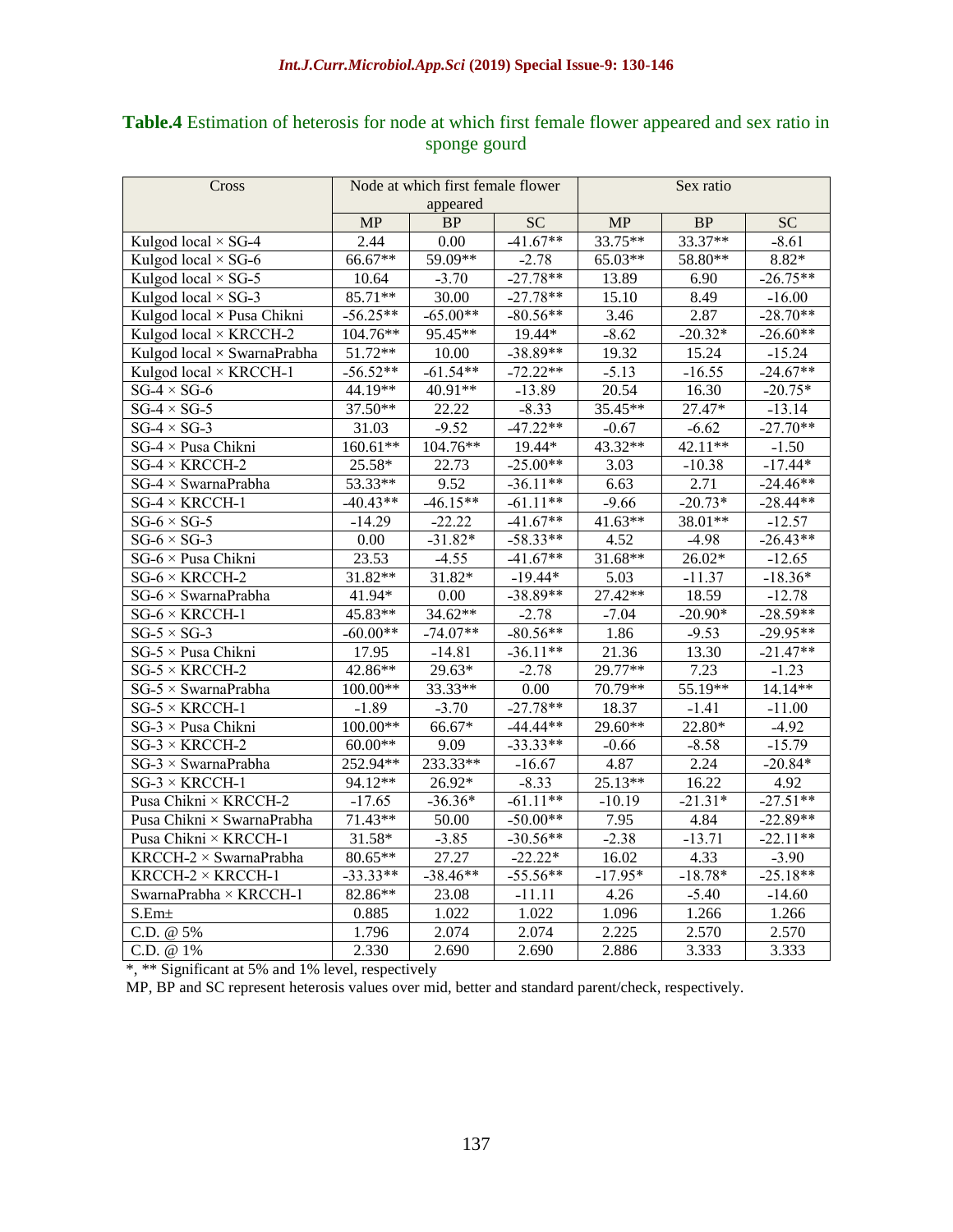**Table.4** Estimation of heterosis for node at which first female flower appeared and sex ratio in sponge gourd

| Cross | Node at which first female flower appeared | | | Sex ratio | | |
|---|---|---|---|---|---|---|
| | MP | BP | SC | MP | BP | SC |
| Kulgod local × SG-4 | 2.44 | 0.00 | -41.67** | 33.75** | 33.37** | -8.61 |
| Kulgod local × SG-6 | 66.67** | 59.09** | -2.78 | 65.03** | 58.80** | 8.82* |
| Kulgod local × SG-5 | 10.64 | -3.70 | -27.78** | 13.89 | 6.90 | -26.75** |
| Kulgod local × SG-3 | 85.71** | 30.00 | -27.78** | 15.10 | 8.49 | -16.00 |
| Kulgod local × Pusa Chikni | -56.25** | -65.00** | -80.56** | 3.46 | 2.87 | -28.70** |
| Kulgod local × KRCCH-2 | 104.76** | 95.45** | 19.44* | -8.62 | -20.32* | -26.60** |
| Kulgod local × SwarnaPrabha | 51.72** | 10.00 | -38.89** | 19.32 | 15.24 | -15.24 |
| Kulgod local × KRCCH-1 | -56.52** | -61.54** | -72.22** | -5.13 | -16.55 | -24.67** |
| SG-4 × SG-6 | 44.19** | 40.91** | -13.89 | 20.54 | 16.30 | -20.75* |
| SG-4 × SG-5 | 37.50** | 22.22 | -8.33 | 35.45** | 27.47* | -13.14 |
| SG-4 × SG-3 | 31.03 | -9.52 | -47.22** | -0.67 | -6.62 | -27.70** |
| SG-4 × Pusa Chikni | 160.61** | 104.76** | 19.44* | 43.32** | 42.11** | -1.50 |
| SG-4 × KRCCH-2 | 25.58* | 22.73 | -25.00** | 3.03 | -10.38 | -17.44* |
| SG-4 × SwarnaPrabha | 53.33** | 9.52 | -36.11** | 6.63 | 2.71 | -24.46** |
| SG-4 × KRCCH-1 | -40.43** | -46.15** | -61.11** | -9.66 | -20.73* | -28.44** |
| SG-6 × SG-5 | -14.29 | -22.22 | -41.67** | 41.63** | 38.01** | -12.57 |
| SG-6 × SG-3 | 0.00 | -31.82* | -58.33** | 4.52 | -4.98 | -26.43** |
| SG-6 × Pusa Chikni | 23.53 | -4.55 | -41.67** | 31.68** | 26.02* | -12.65 |
| SG-6 × KRCCH-2 | 31.82** | 31.82* | -19.44* | 5.03 | -11.37 | -18.36* |
| SG-6 × SwarnaPrabha | 41.94* | 0.00 | -38.89** | 27.42** | 18.59 | -12.78 |
| SG-6 × KRCCH-1 | 45.83** | 34.62** | -2.78 | -7.04 | -20.90* | -28.59** |
| SG-5 × SG-3 | -60.00** | -74.07** | -80.56** | 1.86 | -9.53 | -29.95** |
| SG-5 × Pusa Chikni | 17.95 | -14.81 | -36.11** | 21.36 | 13.30 | -21.47** |
| SG-5 × KRCCH-2 | 42.86** | 29.63* | -2.78 | 29.77** | 7.23 | -1.23 |
| SG-5 × SwarnaPrabha | 100.00** | 33.33** | 0.00 | 70.79** | 55.19** | 14.14** |
| SG-5 × KRCCH-1 | -1.89 | -3.70 | -27.78** | 18.37 | -1.41 | -11.00 |
| SG-3 × Pusa Chikni | 100.00** | 66.67* | -44.44** | 29.60** | 22.80* | -4.92 |
| SG-3 × KRCCH-2 | 60.00** | 9.09 | -33.33** | -0.66 | -8.58 | -15.79 |
| SG-3 × SwarnaPrabha | 252.94** | 233.33** | -16.67 | 4.87 | 2.24 | -20.84* |
| SG-3 × KRCCH-1 | 94.12** | 26.92* | -8.33 | 25.13** | 16.22 | 4.92 |
| Pusa Chikni × KRCCH-2 | -17.65 | -36.36* | -61.11** | -10.19 | -21.31* | -27.51** |
| Pusa Chikni × SwarnaPrabha | 71.43** | 50.00 | -50.00** | 7.95 | 4.84 | -22.89** |
| Pusa Chikni × KRCCH-1 | 31.58* | -3.85 | -30.56** | -2.38 | -13.71 | -22.11** |
| KRCCH-2 × SwarnaPrabha | 80.65** | 27.27 | -22.22* | 16.02 | 4.33 | -3.90 |
| KRCCH-2 × KRCCH-1 | -33.33** | -38.46** | -55.56** | -17.95* | -18.78* | -25.18** |
| SwarnaPrabha × KRCCH-1 | 82.86** | 23.08 | -11.11 | 4.26 | -5.40 | -14.60 |
| S.Em± | 0.885 | 1.022 | 1.022 | 1.096 | 1.266 | 1.266 |
| C.D. @ 5% | 1.796 | 2.074 | 2.074 | 2.225 | 2.570 | 2.570 |
| C.D. @ 1% | 2.330 | 2.690 | 2.690 | 2.886 | 3.333 | 3.333 |

*, ** Significant at 5% and 1% level, respectively

MP, BP and SC represent heterosis values over mid, better and standard parent/check, respectively.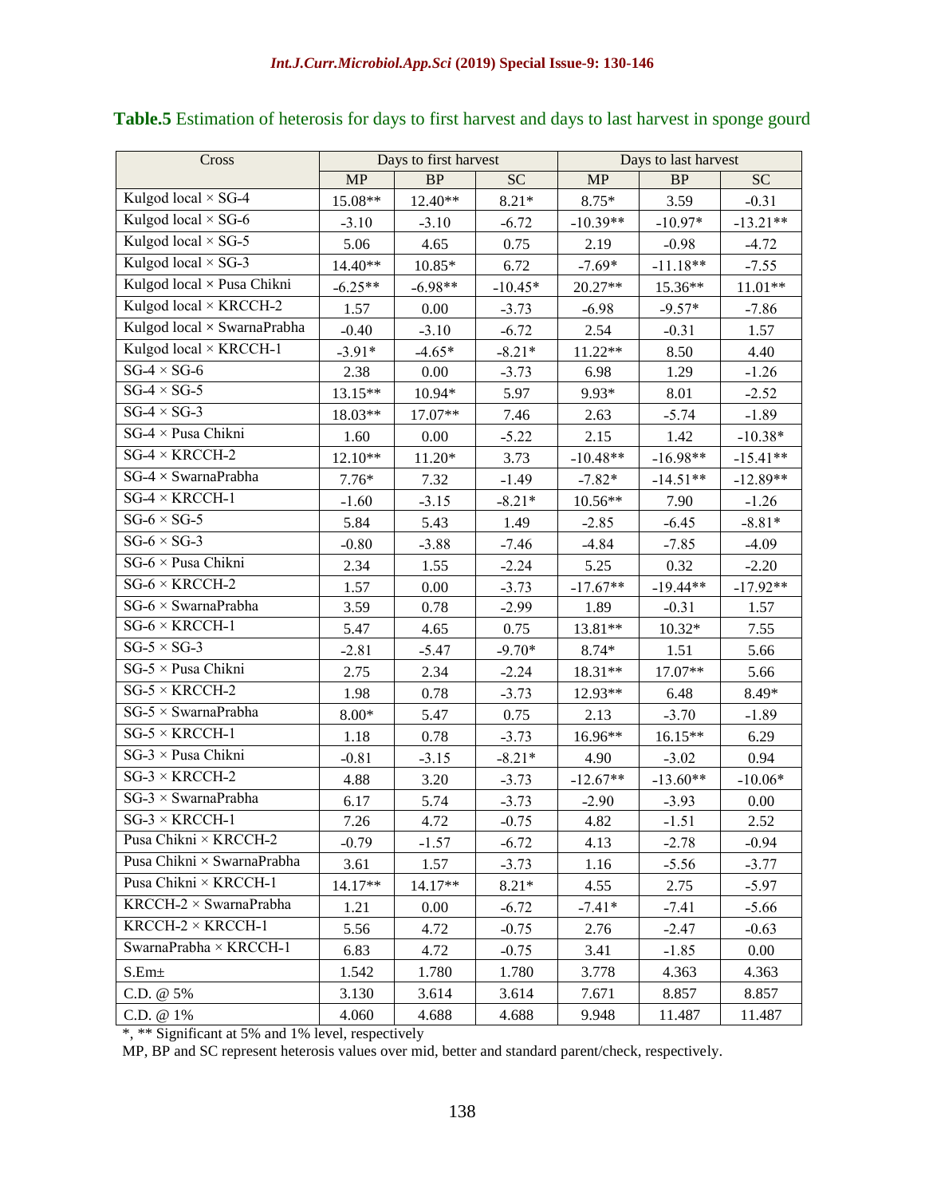**Table.5** Estimation of heterosis for days to first harvest and days to last harvest in sponge gourd

| Cross | Days to first harvest | | | Days to last harvest | | |
|---|---|---|---|---|---|---|
| | MP | BP | SC | MP | BP | SC |
| Kulgod local × SG-4 | 15.08** | 12.40** | 8.21* | 8.75* | 3.59 | -0.31 |
| Kulgod local × SG-6 | -3.10 | -3.10 | -6.72 | -10.39** | -10.97* | -13.21** |
| Kulgod local × SG-5 | 5.06 | 4.65 | 0.75 | 2.19 | -0.98 | -4.72 |
| Kulgod local × SG-3 | 14.40** | 10.85* | 6.72 | -7.69* | -11.18** | -7.55 |
| Kulgod local × Pusa Chikni | -6.25** | -6.98** | -10.45* | 20.27** | 15.36** | 11.01** |
| Kulgod local × KRCCH-2 | 1.57 | 0.00 | -3.73 | -6.98 | -9.57* | -7.86 |
| Kulgod local × SwarnaPrabha | -0.40 | -3.10 | -6.72 | 2.54 | -0.31 | 1.57 |
| Kulgod local × KRCCH-1 | -3.91* | -4.65* | -8.21* | 11.22** | 8.50 | 4.40 |
| SG-4 × SG-6 | 2.38 | 0.00 | -3.73 | 6.98 | 1.29 | -1.26 |
| SG-4 × SG-5 | 13.15** | 10.94* | 5.97 | 9.93* | 8.01 | -2.52 |
| SG-4 × SG-3 | 18.03** | 17.07** | 7.46 | 2.63 | -5.74 | -1.89 |
| SG-4 × Pusa Chikni | 1.60 | 0.00 | -5.22 | 2.15 | 1.42 | -10.38* |
| SG-4 × KRCCH-2 | 12.10** | 11.20* | 3.73 | -10.48** | -16.98** | -15.41** |
| SG-4 × SwarnaPrabha | 7.76* | 7.32 | -1.49 | -7.82* | -14.51** | -12.89** |
| SG-4 × KRCCH-1 | -1.60 | -3.15 | -8.21* | 10.56** | 7.90 | -1.26 |
| SG-6 × SG-5 | 5.84 | 5.43 | 1.49 | -2.85 | -6.45 | -8.81* |
| SG-6 × SG-3 | -0.80 | -3.88 | -7.46 | -4.84 | -7.85 | -4.09 |
| SG-6 × Pusa Chikni | 2.34 | 1.55 | -2.24 | 5.25 | 0.32 | -2.20 |
| SG-6 × KRCCH-2 | 1.57 | 0.00 | -3.73 | -17.67** | -19.44** | -17.92** |
| SG-6 × SwarnaPrabha | 3.59 | 0.78 | -2.99 | 1.89 | -0.31 | 1.57 |
| SG-6 × KRCCH-1 | 5.47 | 4.65 | 0.75 | 13.81** | 10.32* | 7.55 |
| SG-5 × SG-3 | -2.81 | -5.47 | -9.70* | 8.74* | 1.51 | 5.66 |
| SG-5 × Pusa Chikni | 2.75 | 2.34 | -2.24 | 18.31** | 17.07** | 5.66 |
| SG-5 × KRCCH-2 | 1.98 | 0.78 | -3.73 | 12.93** | 6.48 | 8.49* |
| SG-5 × SwarnaPrabha | 8.00* | 5.47 | 0.75 | 2.13 | -3.70 | -1.89 |
| SG-5 × KRCCH-1 | 1.18 | 0.78 | -3.73 | 16.96** | 16.15** | 6.29 |
| SG-3 × Pusa Chikni | -0.81 | -3.15 | -8.21* | 4.90 | -3.02 | 0.94 |
| SG-3 × KRCCH-2 | 4.88 | 3.20 | -3.73 | -12.67** | -13.60** | -10.06* |
| SG-3 × SwarnaPrabha | 6.17 | 5.74 | -3.73 | -2.90 | -3.93 | 0.00 |
| SG-3 × KRCCH-1 | 7.26 | 4.72 | -0.75 | 4.82 | -1.51 | 2.52 |
| Pusa Chikni × KRCCH-2 | -0.79 | -1.57 | -6.72 | 4.13 | -2.78 | -0.94 |
| Pusa Chikni × SwarnaPrabha | 3.61 | 1.57 | -3.73 | 1.16 | -5.56 | -3.77 |
| Pusa Chikni × KRCCH-1 | 14.17** | 14.17** | 8.21* | 4.55 | 2.75 | -5.97 |
| KRCCH-2 × SwarnaPrabha | 1.21 | 0.00 | -6.72 | -7.41* | -7.41 | -5.66 |
| KRCCH-2 × KRCCH-1 | 5.56 | 4.72 | -0.75 | 2.76 | -2.47 | -0.63 |
| SwarnaPrabha × KRCCH-1 | 6.83 | 4.72 | -0.75 | 3.41 | -1.85 | 0.00 |
| S.Em± | 1.542 | 1.780 | 1.780 | 3.778 | 4.363 | 4.363 |
| C.D. @ 5% | 3.130 | 3.614 | 3.614 | 7.671 | 8.857 | 8.857 |
| C.D. @ 1% | 4.060 | 4.688 | 4.688 | 9.948 | 11.487 | 11.487 |

*, ** Significant at 5% and 1% level, respectively

MP, BP and SC represent heterosis values over mid, better and standard parent/check, respectively.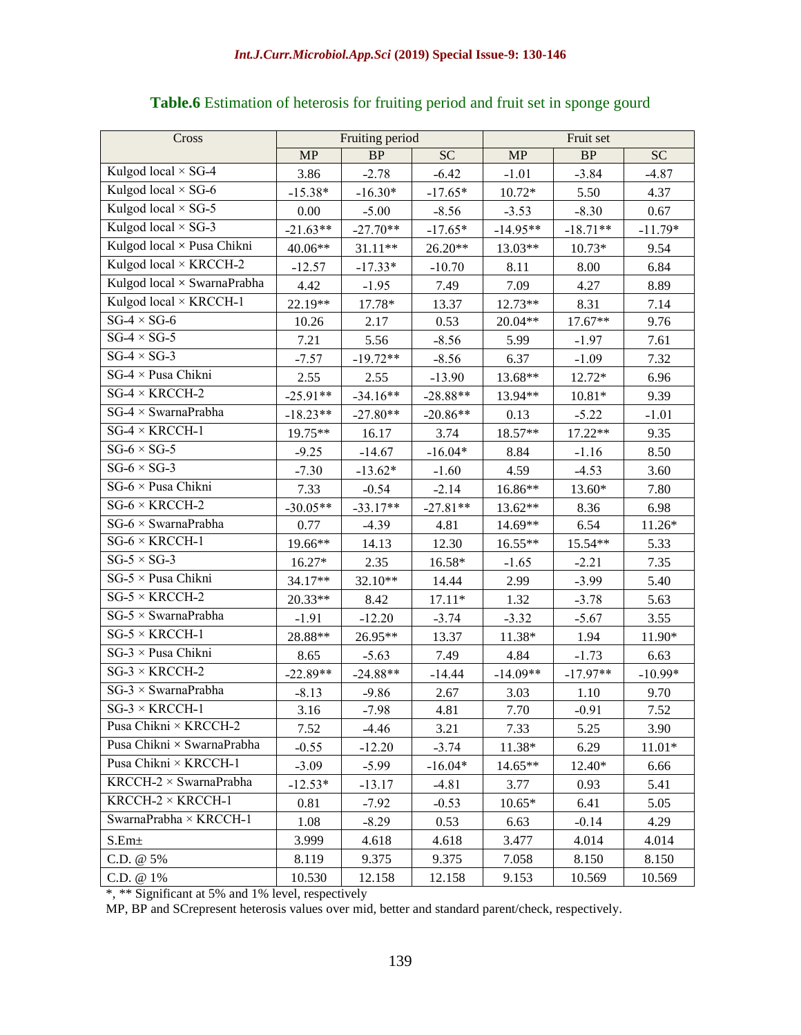**Table.6** Estimation of heterosis for fruiting period and fruit set in sponge gourd

| Cross | Fruiting period | | | Fruit set | | |
|---|---|---|---|---|---|---|
| | MP | BP | SC | MP | BP | SC |
| Kulgod local × SG-4 | 3.86 | -2.78 | -6.42 | -1.01 | -3.84 | -4.87 |
| Kulgod local × SG-6 | -15.38* | -16.30* | -17.65* | 10.72* | 5.50 | 4.37 |
| Kulgod local × SG-5 | 0.00 | -5.00 | -8.56 | -3.53 | -8.30 | 0.67 |
| Kulgod local × SG-3 | -21.63** | -27.70** | -17.65* | -14.95** | -18.71** | -11.79* |
| Kulgod local × Pusa Chikni | 40.06** | 31.11** | 26.20** | 13.03** | 10.73* | 9.54 |
| Kulgod local × KRCCH-2 | -12.57 | -17.33* | -10.70 | 8.11 | 8.00 | 6.84 |
| Kulgod local × SwarnaPrabha | 4.42 | -1.95 | 7.49 | 7.09 | 4.27 | 8.89 |
| Kulgod local × KRCCH-1 | 22.19** | 17.78* | 13.37 | 12.73** | 8.31 | 7.14 |
| SG-4 × SG-6 | 10.26 | 2.17 | 0.53 | 20.04** | 17.67** | 9.76 |
| SG-4 × SG-5 | 7.21 | 5.56 | -8.56 | 5.99 | -1.97 | 7.61 |
| SG-4 × SG-3 | -7.57 | -19.72** | -8.56 | 6.37 | -1.09 | 7.32 |
| SG-4 × Pusa Chikni | 2.55 | 2.55 | -13.90 | 13.68** | 12.72* | 6.96 |
| SG-4 × KRCCH-2 | -25.91** | -34.16** | -28.88** | 13.94** | 10.81* | 9.39 |
| SG-4 × SwarnaPrabha | -18.23** | -27.80** | -20.86** | 0.13 | -5.22 | -1.01 |
| SG-4 × KRCCH-1 | 19.75** | 16.17 | 3.74 | 18.57** | 17.22** | 9.35 |
| SG-6 × SG-5 | -9.25 | -14.67 | -16.04* | 8.84 | -1.16 | 8.50 |
| SG-6 × SG-3 | -7.30 | -13.62* | -1.60 | 4.59 | -4.53 | 3.60 |
| SG-6 × Pusa Chikni | 7.33 | -0.54 | -2.14 | 16.86** | 13.60* | 7.80 |
| SG-6 × KRCCH-2 | -30.05** | -33.17** | -27.81** | 13.62** | 8.36 | 6.98 |
| SG-6 × SwarnaPrabha | 0.77 | -4.39 | 4.81 | 14.69** | 6.54 | 11.26* |
| SG-6 × KRCCH-1 | 19.66** | 14.13 | 12.30 | 16.55** | 15.54** | 5.33 |
| SG-5 × SG-3 | 16.27* | 2.35 | 16.58* | -1.65 | -2.21 | 7.35 |
| SG-5 × Pusa Chikni | 34.17** | 32.10** | 14.44 | 2.99 | -3.99 | 5.40 |
| SG-5 × KRCCH-2 | 20.33** | 8.42 | 17.11* | 1.32 | -3.78 | 5.63 |
| SG-5 × SwarnaPrabha | -1.91 | -12.20 | -3.74 | -3.32 | -5.67 | 3.55 |
| SG-5 × KRCCH-1 | 28.88** | 26.95** | 13.37 | 11.38* | 1.94 | 11.90* |
| SG-3 × Pusa Chikni | 8.65 | -5.63 | 7.49 | 4.84 | -1.73 | 6.63 |
| SG-3 × KRCCH-2 | -22.89** | -24.88** | -14.44 | -14.09** | -17.97** | -10.99* |
| SG-3 × SwarnaPrabha | -8.13 | -9.86 | 2.67 | 3.03 | 1.10 | 9.70 |
| SG-3 × KRCCH-1 | 3.16 | -7.98 | 4.81 | 7.70 | -0.91 | 7.52 |
| Pusa Chikni × KRCCH-2 | 7.52 | -4.46 | 3.21 | 7.33 | 5.25 | 3.90 |
| Pusa Chikni × SwarnaPrabha | -0.55 | -12.20 | -3.74 | 11.38* | 6.29 | 11.01* |
| Pusa Chikni × KRCCH-1 | -3.09 | -5.99 | -16.04* | 14.65** | 12.40* | 6.66 |
| KRCCH-2 × SwarnaPrabha | -12.53* | -13.17 | -4.81 | 3.77 | 0.93 | 5.41 |
| KRCCH-2 × KRCCH-1 | 0.81 | -7.92 | -0.53 | 10.65* | 6.41 | 5.05 |
| SwarnaPrabha × KRCCH-1 | 1.08 | -8.29 | 0.53 | 6.63 | -0.14 | 4.29 |
| S.Em± | 3.999 | 4.618 | 4.618 | 3.477 | 4.014 | 4.014 |
| C.D. @ 5% | 8.119 | 9.375 | 9.375 | 7.058 | 8.150 | 8.150 |
| C.D. @ 1% | 10.530 | 12.158 | 12.158 | 9.153 | 10.569 | 10.569 |

*, ** Significant at 5% and 1% level, respectively

MP, BP and SCrepresent heterosis values over mid, better and standard parent/check, respectively.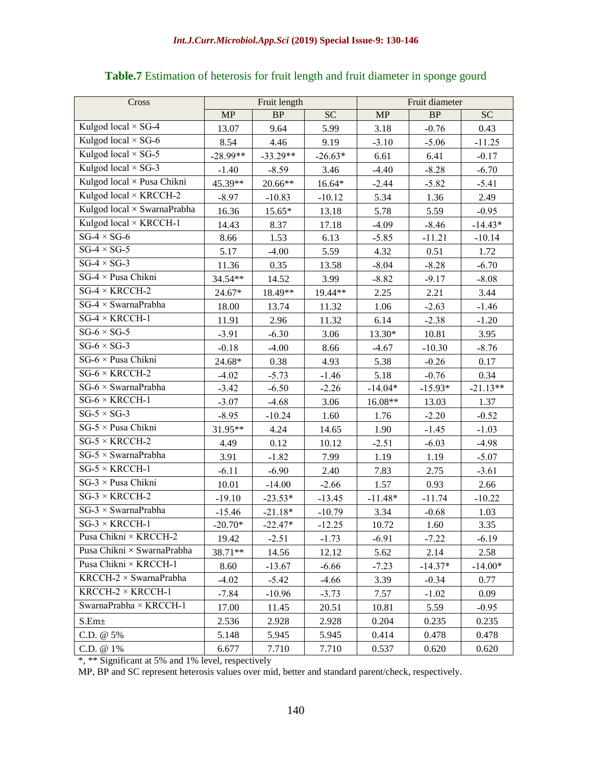**Table.7** Estimation of heterosis for fruit length and fruit diameter in sponge gourd

| Cross | Fruit length | | | Fruit diameter | | |
|---|---|---|---|---|---|---|
| | MP | BP | SC | MP | BP | SC |
| Kulgod local × SG-4 | 13.07 | 9.64 | 5.99 | 3.18 | -0.76 | 0.43 |
| Kulgod local × SG-6 | 8.54 | 4.46 | 9.19 | -3.10 | -5.06 | -11.25 |
| Kulgod local × SG-5 | -28.99** | -33.29** | -26.63* | 6.61 | 6.41 | -0.17 |
| Kulgod local × SG-3 | -1.40 | -8.59 | 3.46 | -4.40 | -8.28 | -6.70 |
| Kulgod local × Pusa Chikni | 45.39** | 20.66** | 16.64* | -2.44 | -5.82 | -5.41 |
| Kulgod local × KRCCH-2 | -8.97 | -10.83 | -10.12 | 5.34 | 1.36 | 2.49 |
| Kulgod local × SwarnaPrabha | 16.36 | 15.65* | 13.18 | 5.78 | 5.59 | -0.95 |
| Kulgod local × KRCCH-1 | 14.43 | 8.37 | 17.18 | -4.09 | -8.46 | -14.43* |
| SG-4 × SG-6 | 8.66 | 1.53 | 6.13 | -5.85 | -11.21 | -10.14 |
| SG-4 × SG-5 | 5.17 | -4.00 | 5.59 | 4.32 | 0.51 | 1.72 |
| SG-4 × SG-3 | 11.36 | 0.35 | 13.58 | -8.04 | -8.28 | -6.70 |
| SG-4 × Pusa Chikni | 34.54** | 14.52 | 3.99 | -8.82 | -9.17 | -8.08 |
| SG-4 × KRCCH-2 | 24.67* | 18.49** | 19.44** | 2.25 | 2.21 | 3.44 |
| SG-4 × SwarnaPrabha | 18.00 | 13.74 | 11.32 | 1.06 | -2.63 | -1.46 |
| SG-4 × KRCCH-1 | 11.91 | 2.96 | 11.32 | 6.14 | -2.38 | -1.20 |
| SG-6 × SG-5 | -3.91 | -6.30 | 3.06 | 13.30* | 10.81 | 3.95 |
| SG-6 × SG-3 | -0.18 | -4.00 | 8.66 | -4.67 | -10.30 | -8.76 |
| SG-6 × Pusa Chikni | 24.68* | 0.38 | 4.93 | 5.38 | -0.26 | 0.17 |
| SG-6 × KRCCH-2 | -4.02 | -5.73 | -1.46 | 5.18 | -0.76 | 0.34 |
| SG-6 × SwarnaPrabha | -3.42 | -6.50 | -2.26 | -14.04* | -15.93* | -21.13** |
| SG-6 × KRCCH-1 | -3.07 | -4.68 | 3.06 | 16.08** | 13.03 | 1.37 |
| SG-5 × SG-3 | -8.95 | -10.24 | 1.60 | 1.76 | -2.20 | -0.52 |
| SG-5 × Pusa Chikni | 31.95** | 4.24 | 14.65 | 1.90 | -1.45 | -1.03 |
| SG-5 × KRCCH-2 | 4.49 | 0.12 | 10.12 | -2.51 | -6.03 | -4.98 |
| SG-5 × SwarnaPrabha | 3.91 | -1.82 | 7.99 | 1.19 | 1.19 | -5.07 |
| SG-5 × KRCCH-1 | -6.11 | -6.90 | 2.40 | 7.83 | 2.75 | -3.61 |
| SG-3 × Pusa Chikni | 10.01 | -14.00 | -2.66 | 1.57 | 0.93 | 2.66 |
| SG-3 × KRCCH-2 | -19.10 | -23.53* | -13.45 | -11.48* | -11.74 | -10.22 |
| SG-3 × SwarnaPrabha | -15.46 | -21.18* | -10.79 | 3.34 | -0.68 | 1.03 |
| SG-3 × KRCCH-1 | -20.70* | -22.47* | -12.25 | 10.72 | 1.60 | 3.35 |
| Pusa Chikni × KRCCH-2 | 19.42 | -2.51 | -1.73 | -6.91 | -7.22 | -6.19 |
| Pusa Chikni × SwarnaPrabha | 38.71** | 14.56 | 12.12 | 5.62 | 2.14 | 2.58 |
| Pusa Chikni × KRCCH-1 | 8.60 | -13.67 | -6.66 | -7.23 | -14.37* | -14.00* |
| KRCCH-2 × SwarnaPrabha | -4.02 | -5.42 | -4.66 | 3.39 | -0.34 | 0.77 |
| KRCCH-2 × KRCCH-1 | -7.84 | -10.96 | -3.73 | 7.57 | -1.02 | 0.09 |
| SwarnaPrabha × KRCCH-1 | 17.00 | 11.45 | 20.51 | 10.81 | 5.59 | -0.95 |
| S.Em± | 2.536 | 2.928 | 2.928 | 0.204 | 0.235 | 0.235 |
| C.D. @ 5% | 5.148 | 5.945 | 5.945 | 0.414 | 0.478 | 0.478 |
| C.D. @ 1% | 6.677 | 7.710 | 7.710 | 0.537 | 0.620 | 0.620 |

*, ** Significant at 5% and 1% level, respectively

MP, BP and SC represent heterosis values over mid, better and standard parent/check, respectively.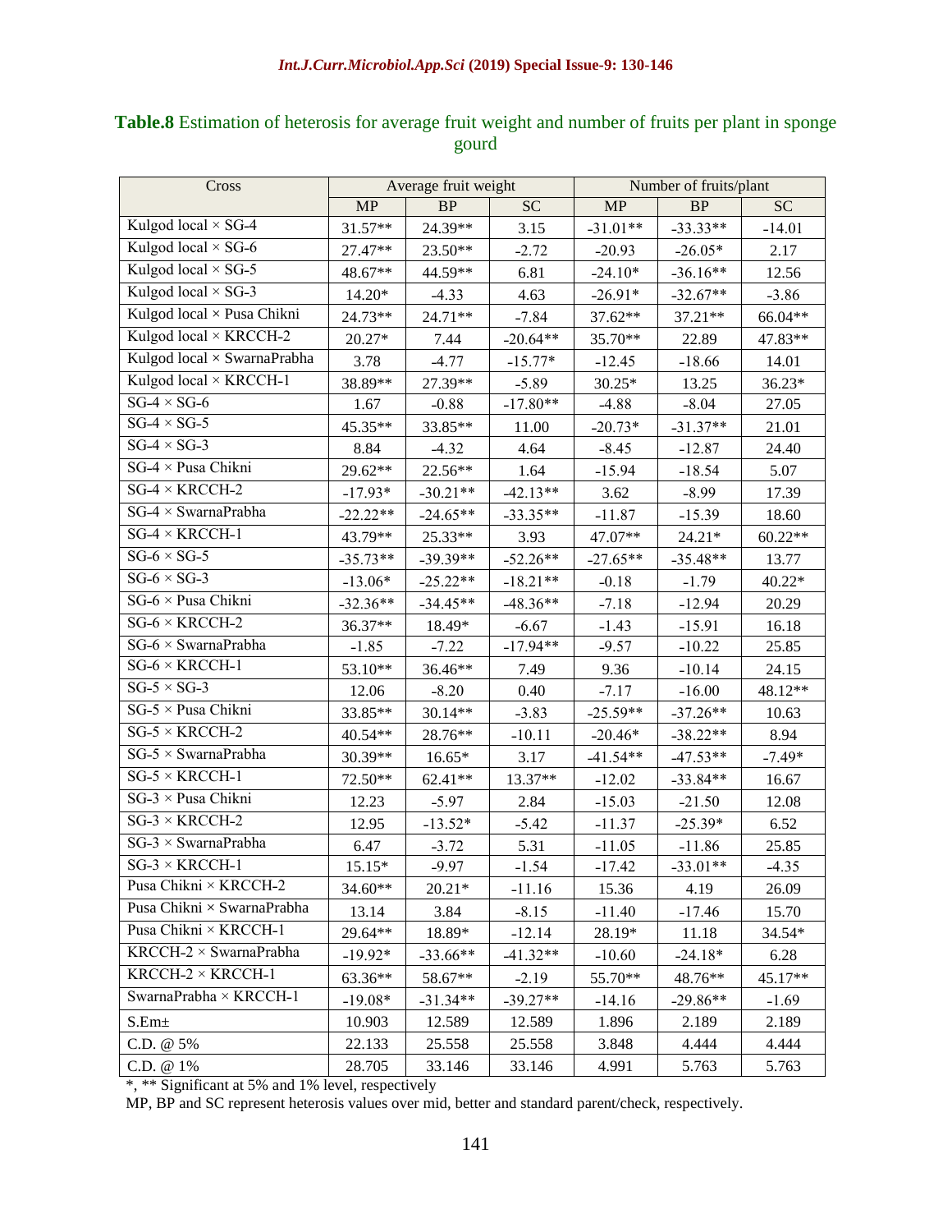**Table.8** Estimation of heterosis for average fruit weight and number of fruits per plant in sponge gourd

| Cross | Average fruit weight | | | Number of fruits/plant | | |
|---|---|---|---|---|---|---|
| | MP | BP | SC | MP | BP | SC |
| Kulgod local × SG-4 | 31.57** | 24.39** | 3.15 | -31.01** | -33.33** | -14.01 |
| Kulgod local × SG-6 | 27.47** | 23.50** | -2.72 | -20.93 | -26.05* | 2.17 |
| Kulgod local × SG-5 | 48.67** | 44.59** | 6.81 | -24.10* | -36.16** | 12.56 |
| Kulgod local × SG-3 | 14.20* | -4.33 | 4.63 | -26.91* | -32.67** | -3.86 |
| Kulgod local × Pusa Chikni | 24.73** | 24.71** | -7.84 | 37.62** | 37.21** | 66.04** |
| Kulgod local × KRCCH-2 | 20.27* | 7.44 | -20.64** | 35.70** | 22.89 | 47.83** |
| Kulgod local × SwarnaPrabha | 3.78 | -4.77 | -15.77* | -12.45 | -18.66 | 14.01 |
| Kulgod local × KRCCH-1 | 38.89** | 27.39** | -5.89 | 30.25* | 13.25 | 36.23* |
| SG-4 × SG-6 | 1.67 | -0.88 | -17.80** | -4.88 | -8.04 | 27.05 |
| SG-4 × SG-5 | 45.35** | 33.85** | 11.00 | -20.73* | -31.37** | 21.01 |
| SG-4 × SG-3 | 8.84 | -4.32 | 4.64 | -8.45 | -12.87 | 24.40 |
| SG-4 × Pusa Chikni | 29.62** | 22.56** | 1.64 | -15.94 | -18.54 | 5.07 |
| SG-4 × KRCCH-2 | -17.93* | -30.21** | -42.13** | 3.62 | -8.99 | 17.39 |
| SG-4 × SwarnaPrabha | -22.22** | -24.65** | -33.35** | -11.87 | -15.39 | 18.60 |
| SG-4 × KRCCH-1 | 43.79** | 25.33** | 3.93 | 47.07** | 24.21* | 60.22** |
| SG-6 × SG-5 | -35.73** | -39.39** | -52.26** | -27.65** | -35.48** | 13.77 |
| SG-6 × SG-3 | -13.06* | -25.22** | -18.21** | -0.18 | -1.79 | 40.22* |
| SG-6 × Pusa Chikni | -32.36** | -34.45** | -48.36** | -7.18 | -12.94 | 20.29 |
| SG-6 × KRCCH-2 | 36.37** | 18.49* | -6.67 | -1.43 | -15.91 | 16.18 |
| SG-6 × SwarnaPrabha | -1.85 | -7.22 | -17.94** | -9.57 | -10.22 | 25.85 |
| SG-6 × KRCCH-1 | 53.10** | 36.46** | 7.49 | 9.36 | -10.14 | 24.15 |
| SG-5 × SG-3 | 12.06 | -8.20 | 0.40 | -7.17 | -16.00 | 48.12** |
| SG-5 × Pusa Chikni | 33.85** | 30.14** | -3.83 | -25.59** | -37.26** | 10.63 |
| SG-5 × KRCCH-2 | 40.54** | 28.76** | -10.11 | -20.46* | -38.22** | 8.94 |
| SG-5 × SwarnaPrabha | 30.39** | 16.65* | 3.17 | -41.54** | -47.53** | -7.49* |
| SG-5 × KRCCH-1 | 72.50** | 62.41** | 13.37** | -12.02 | -33.84** | 16.67 |
| SG-3 × Pusa Chikni | 12.23 | -5.97 | 2.84 | -15.03 | -21.50 | 12.08 |
| SG-3 × KRCCH-2 | 12.95 | -13.52* | -5.42 | -11.37 | -25.39* | 6.52 |
| SG-3 × SwarnaPrabha | 6.47 | -3.72 | 5.31 | -11.05 | -11.86 | 25.85 |
| SG-3 × KRCCH-1 | 15.15* | -9.97 | -1.54 | -17.42 | -33.01** | -4.35 |
| Pusa Chikni × KRCCH-2 | 34.60** | 20.21* | -11.16 | 15.36 | 4.19 | 26.09 |
| Pusa Chikni × SwarnaPrabha | 13.14 | 3.84 | -8.15 | -11.40 | -17.46 | 15.70 |
| Pusa Chikni × KRCCH-1 | 29.64** | 18.89* | -12.14 | 28.19* | 11.18 | 34.54* |
| KRCCH-2 × SwarnaPrabha | -19.92* | -33.66** | -41.32** | -10.60 | -24.18* | 6.28 |
| KRCCH-2 × KRCCH-1 | 63.36** | 58.67** | -2.19 | 55.70** | 48.76** | 45.17** |
| SwarnaPrabha × KRCCH-1 | -19.08* | -31.34** | -39.27** | -14.16 | -29.86** | -1.69 |
| S.Em± | 10.903 | 12.589 | 12.589 | 1.896 | 2.189 | 2.189 |
| C.D. @ 5% | 22.133 | 25.558 | 25.558 | 3.848 | 4.444 | 4.444 |
| C.D. @ 1% | 28.705 | 33.146 | 33.146 | 4.991 | 5.763 | 5.763 |

*, ** Significant at 5% and 1% level, respectively

MP, BP and SC represent heterosis values over mid, better and standard parent/check, respectively.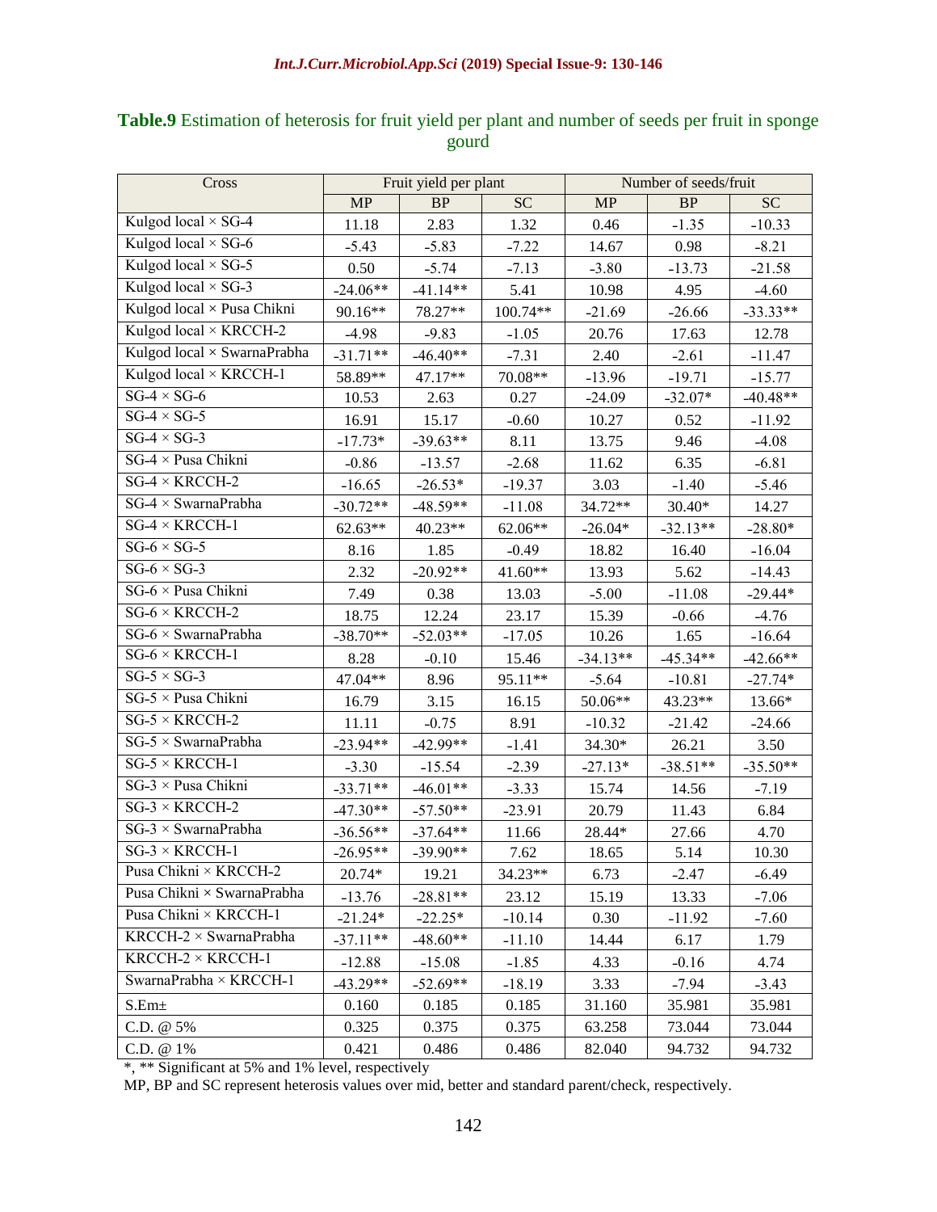**Table.9** Estimation of heterosis for fruit yield per plant and number of seeds per fruit in sponge gourd

| Cross | Fruit yield per plant | | | Number of seeds/fruit | | |
|---|---|---|---|---|---|---|
| | MP | BP | SC | MP | BP | SC |
| Kulgod local × SG-4 | 11.18 | 2.83 | 1.32 | 0.46 | -1.35 | -10.33 |
| Kulgod local × SG-6 | -5.43 | -5.83 | -7.22 | 14.67 | 0.98 | -8.21 |
| Kulgod local × SG-5 | 0.50 | -5.74 | -7.13 | -3.80 | -13.73 | -21.58 |
| Kulgod local × SG-3 | -24.06** | -41.14** | 5.41 | 10.98 | 4.95 | -4.60 |
| Kulgod local × Pusa Chikni | 90.16** | 78.27** | 100.74** | -21.69 | -26.66 | -33.33** |
| Kulgod local × KRCCH-2 | -4.98 | -9.83 | -1.05 | 20.76 | 17.63 | 12.78 |
| Kulgod local × SwarnaPrabha | -31.71** | -46.40** | -7.31 | 2.40 | -2.61 | -11.47 |
| Kulgod local × KRCCH-1 | 58.89** | 47.17** | 70.08** | -13.96 | -19.71 | -15.77 |
| SG-4 × SG-6 | 10.53 | 2.63 | 0.27 | -24.09 | -32.07* | -40.48** |
| SG-4 × SG-5 | 16.91 | 15.17 | -0.60 | 10.27 | 0.52 | -11.92 |
| SG-4 × SG-3 | -17.73* | -39.63** | 8.11 | 13.75 | 9.46 | -4.08 |
| SG-4 × Pusa Chikni | -0.86 | -13.57 | -2.68 | 11.62 | 6.35 | -6.81 |
| SG-4 × KRCCH-2 | -16.65 | -26.53* | -19.37 | 3.03 | -1.40 | -5.46 |
| SG-4 × SwarnaPrabha | -30.72** | -48.59** | -11.08 | 34.72** | 30.40* | 14.27 |
| SG-4 × KRCCH-1 | 62.63** | 40.23** | 62.06** | -26.04* | -32.13** | -28.80* |
| SG-6 × SG-5 | 8.16 | 1.85 | -0.49 | 18.82 | 16.40 | -16.04 |
| SG-6 × SG-3 | 2.32 | -20.92** | 41.60** | 13.93 | 5.62 | -14.43 |
| SG-6 × Pusa Chikni | 7.49 | 0.38 | 13.03 | -5.00 | -11.08 | -29.44* |
| SG-6 × KRCCH-2 | 18.75 | 12.24 | 23.17 | 15.39 | -0.66 | -4.76 |
| SG-6 × SwarnaPrabha | -38.70** | -52.03** | -17.05 | 10.26 | 1.65 | -16.64 |
| SG-6 × KRCCH-1 | 8.28 | -0.10 | 15.46 | -34.13** | -45.34** | -42.66** |
| SG-5 × SG-3 | 47.04** | 8.96 | 95.11** | -5.64 | -10.81 | -27.74* |
| SG-5 × Pusa Chikni | 16.79 | 3.15 | 16.15 | 50.06** | 43.23** | 13.66* |
| SG-5 × KRCCH-2 | 11.11 | -0.75 | 8.91 | -10.32 | -21.42 | -24.66 |
| SG-5 × SwarnaPrabha | -23.94** | -42.99** | -1.41 | 34.30* | 26.21 | 3.50 |
| SG-5 × KRCCH-1 | -3.30 | -15.54 | -2.39 | -27.13* | -38.51** | -35.50** |
| SG-3 × Pusa Chikni | -33.71** | -46.01** | -3.33 | 15.74 | 14.56 | -7.19 |
| SG-3 × KRCCH-2 | -47.30** | -57.50** | -23.91 | 20.79 | 11.43 | 6.84 |
| SG-3 × SwarnaPrabha | -36.56** | -37.64** | 11.66 | 28.44* | 27.66 | 4.70 |
| SG-3 × KRCCH-1 | -26.95** | -39.90** | 7.62 | 18.65 | 5.14 | 10.30 |
| Pusa Chikni × KRCCH-2 | 20.74* | 19.21 | 34.23** | 6.73 | -2.47 | -6.49 |
| Pusa Chikni × SwarnaPrabha | -13.76 | -28.81** | 23.12 | 15.19 | 13.33 | -7.06 |
| Pusa Chikni × KRCCH-1 | -21.24* | -22.25* | -10.14 | 0.30 | -11.92 | -7.60 |
| KRCCH-2 × SwarnaPrabha | -37.11** | -48.60** | -11.10 | 14.44 | 6.17 | 1.79 |
| KRCCH-2 × KRCCH-1 | -12.88 | -15.08 | -1.85 | 4.33 | -0.16 | 4.74 |
| SwarnaPrabha × KRCCH-1 | -43.29** | -52.69** | -18.19 | 3.33 | -7.94 | -3.43 |
| S.Em± | 0.160 | 0.185 | 0.185 | 31.160 | 35.981 | 35.981 |
| C.D. @ 5% | 0.325 | 0.375 | 0.375 | 63.258 | 73.044 | 73.044 |
| C.D. @ 1% | 0.421 | 0.486 | 0.486 | 82.040 | 94.732 | 94.732 |

*, ** Significant at 5% and 1% level, respectively

MP, BP and SC represent heterosis values over mid, better and standard parent/check, respectively.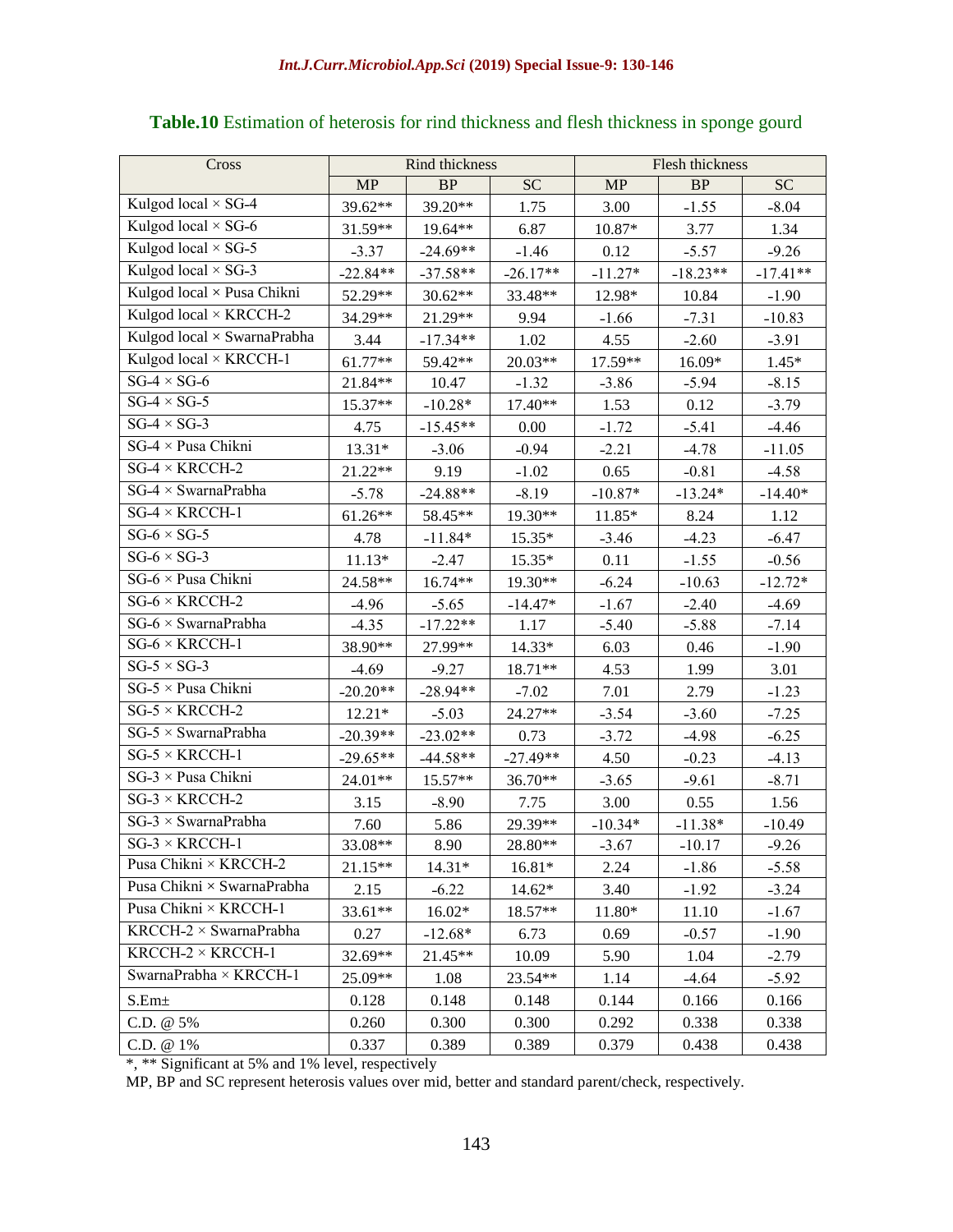**Table.10** Estimation of heterosis for rind thickness and flesh thickness in sponge gourd

| Cross | Rind thickness | | | Flesh thickness | | |
|---|---|---|---|---|---|---|
| | MP | BP | SC | MP | BP | SC |
| Kulgod local × SG-4 | 39.62** | 39.20** | 1.75 | 3.00 | -1.55 | -8.04 |
| Kulgod local × SG-6 | 31.59** | 19.64** | 6.87 | 10.87* | 3.77 | 1.34 |
| Kulgod local × SG-5 | -3.37 | -24.69** | -1.46 | 0.12 | -5.57 | -9.26 |
| Kulgod local × SG-3 | -22.84** | -37.58** | -26.17** | -11.27* | -18.23** | -17.41** |
| Kulgod local × Pusa Chikni | 52.29** | 30.62** | 33.48** | 12.98* | 10.84 | -1.90 |
| Kulgod local × KRCCH-2 | 34.29** | 21.29** | 9.94 | -1.66 | -7.31 | -10.83 |
| Kulgod local × SwarnaPrabha | 3.44 | -17.34** | 1.02 | 4.55 | -2.60 | -3.91 |
| Kulgod local × KRCCH-1 | 61.77** | 59.42** | 20.03** | 17.59** | 16.09* | 1.45* |
| SG-4 × SG-6 | 21.84** | 10.47 | -1.32 | -3.86 | -5.94 | -8.15 |
| SG-4 × SG-5 | 15.37** | -10.28* | 17.40** | 1.53 | 0.12 | -3.79 |
| SG-4 × SG-3 | 4.75 | -15.45** | 0.00 | -1.72 | -5.41 | -4.46 |
| SG-4 × Pusa Chikni | 13.31* | -3.06 | -0.94 | -2.21 | -4.78 | -11.05 |
| SG-4 × KRCCH-2 | 21.22** | 9.19 | -1.02 | 0.65 | -0.81 | -4.58 |
| SG-4 × SwarnaPrabha | -5.78 | -24.88** | -8.19 | -10.87* | -13.24* | -14.40* |
| SG-4 × KRCCH-1 | 61.26** | 58.45** | 19.30** | 11.85* | 8.24 | 1.12 |
| SG-6 × SG-5 | 4.78 | -11.84* | 15.35* | -3.46 | -4.23 | -6.47 |
| SG-6 × SG-3 | 11.13* | -2.47 | 15.35* | 0.11 | -1.55 | -0.56 |
| SG-6 × Pusa Chikni | 24.58** | 16.74** | 19.30** | -6.24 | -10.63 | -12.72* |
| SG-6 × KRCCH-2 | -4.96 | -5.65 | -14.47* | -1.67 | -2.40 | -4.69 |
| SG-6 × SwarnaPrabha | -4.35 | -17.22** | 1.17 | -5.40 | -5.88 | -7.14 |
| SG-6 × KRCCH-1 | 38.90** | 27.99** | 14.33* | 6.03 | 0.46 | -1.90 |
| SG-5 × SG-3 | -4.69 | -9.27 | 18.71** | 4.53 | 1.99 | 3.01 |
| SG-5 × Pusa Chikni | -20.20** | -28.94** | -7.02 | 7.01 | 2.79 | -1.23 |
| SG-5 × KRCCH-2 | 12.21* | -5.03 | 24.27** | -3.54 | -3.60 | -7.25 |
| SG-5 × SwarnaPrabha | -20.39** | -23.02** | 0.73 | -3.72 | -4.98 | -6.25 |
| SG-5 × KRCCH-1 | -29.65** | -44.58** | -27.49** | 4.50 | -0.23 | -4.13 |
| SG-3 × Pusa Chikni | 24.01** | 15.57** | 36.70** | -3.65 | -9.61 | -8.71 |
| SG-3 × KRCCH-2 | 3.15 | -8.90 | 7.75 | 3.00 | 0.55 | 1.56 |
| SG-3 × SwarnaPrabha | 7.60 | 5.86 | 29.39** | -10.34* | -11.38* | -10.49 |
| SG-3 × KRCCH-1 | 33.08** | 8.90 | 28.80** | -3.67 | -10.17 | -9.26 |
| Pusa Chikni × KRCCH-2 | 21.15** | 14.31* | 16.81* | 2.24 | -1.86 | -5.58 |
| Pusa Chikni × SwarnaPrabha | 2.15 | -6.22 | 14.62* | 3.40 | -1.92 | -3.24 |
| Pusa Chikni × KRCCH-1 | 33.61** | 16.02* | 18.57** | 11.80* | 11.10 | -1.67 |
| KRCCH-2 × SwarnaPrabha | 0.27 | -12.68* | 6.73 | 0.69 | -0.57 | -1.90 |
| KRCCH-2 × KRCCH-1 | 32.69** | 21.45** | 10.09 | 5.90 | 1.04 | -2.79 |
| SwarnaPrabha × KRCCH-1 | 25.09** | 1.08 | 23.54** | 1.14 | -4.64 | -5.92 |
| S.Em± | 0.128 | 0.148 | 0.148 | 0.144 | 0.166 | 0.166 |
| C.D. @ 5% | 0.260 | 0.300 | 0.300 | 0.292 | 0.338 | 0.338 |
| C.D. @ 1% | 0.337 | 0.389 | 0.389 | 0.379 | 0.438 | 0.438 |

*, ** Significant at 5% and 1% level, respectively

MP, BP and SC represent heterosis values over mid, better and standard parent/check, respectively.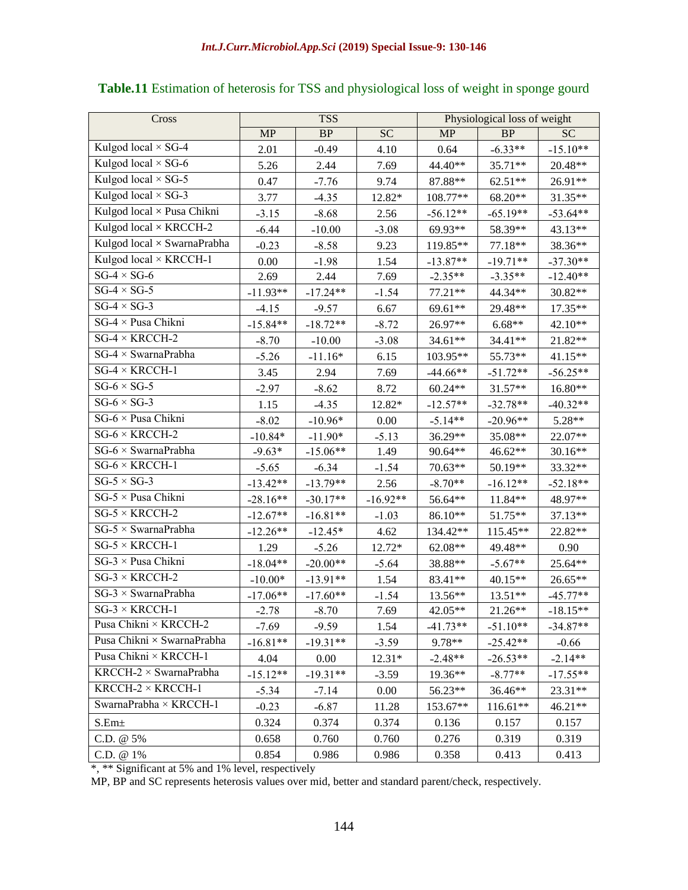**Table.11** Estimation of heterosis for TSS and physiological loss of weight in sponge gourd

| Cross | TSS | | | Physiological loss of weight | | |
|---|---|---|---|---|---|---|
| | MP | BP | SC | MP | BP | SC |
| Kulgod local × SG-4 | 2.01 | -0.49 | 4.10 | 0.64 | -6.33** | -15.10** |
| Kulgod local × SG-6 | 5.26 | 2.44 | 7.69 | 44.40** | 35.71** | 20.48** |
| Kulgod local × SG-5 | 0.47 | -7.76 | 9.74 | 87.88** | 62.51** | 26.91** |
| Kulgod local × SG-3 | 3.77 | -4.35 | 12.82* | 108.77** | 68.20** | 31.35** |
| Kulgod local × Pusa Chikni | -3.15 | -8.68 | 2.56 | -56.12** | -65.19** | -53.64** |
| Kulgod local × KRCCH-2 | -6.44 | -10.00 | -3.08 | 69.93** | 58.39** | 43.13** |
| Kulgod local × SwarnaPrabha | -0.23 | -8.58 | 9.23 | 119.85** | 77.18** | 38.36** |
| Kulgod local × KRCCH-1 | 0.00 | -1.98 | 1.54 | -13.87** | -19.71** | -37.30** |
| SG-4 × SG-6 | 2.69 | 2.44 | 7.69 | -2.35** | -3.35** | -12.40** |
| SG-4 × SG-5 | -11.93** | -17.24** | -1.54 | 77.21** | 44.34** | 30.82** |
| SG-4 × SG-3 | -4.15 | -9.57 | 6.67 | 69.61** | 29.48** | 17.35** |
| SG-4 × Pusa Chikni | -15.84** | -18.72** | -8.72 | 26.97** | 6.68** | 42.10** |
| SG-4 × KRCCH-2 | -8.70 | -10.00 | -3.08 | 34.61** | 34.41** | 21.82** |
| SG-4 × SwarnaPrabha | -5.26 | -11.16* | 6.15 | 103.95** | 55.73** | 41.15** |
| SG-4 × KRCCH-1 | 3.45 | 2.94 | 7.69 | -44.66** | -51.72** | -56.25** |
| SG-6 × SG-5 | -2.97 | -8.62 | 8.72 | 60.24** | 31.57** | 16.80** |
| SG-6 × SG-3 | 1.15 | -4.35 | 12.82* | -12.57** | -32.78** | -40.32** |
| SG-6 × Pusa Chikni | -8.02 | -10.96* | 0.00 | -5.14** | -20.96** | 5.28** |
| SG-6 × KRCCH-2 | -10.84* | -11.90* | -5.13 | 36.29** | 35.08** | 22.07** |
| SG-6 × SwarnaPrabha | -9.63* | -15.06** | 1.49 | 90.64** | 46.62** | 30.16** |
| SG-6 × KRCCH-1 | -5.65 | -6.34 | -1.54 | 70.63** | 50.19** | 33.32** |
| SG-5 × SG-3 | -13.42** | -13.79** | 2.56 | -8.70** | -16.12** | -52.18** |
| SG-5 × Pusa Chikni | -28.16** | -30.17** | -16.92** | 56.64** | 11.84** | 48.97** |
| SG-5 × KRCCH-2 | -12.67** | -16.81** | -1.03 | 86.10** | 51.75** | 37.13** |
| SG-5 × SwarnaPrabha | -12.26** | -12.45* | 4.62 | 134.42** | 115.45** | 22.82** |
| SG-5 × KRCCH-1 | 1.29 | -5.26 | 12.72* | 62.08** | 49.48** | 0.90 |
| SG-3 × Pusa Chikni | -18.04** | -20.00** | -5.64 | 38.88** | -5.67** | 25.64** |
| SG-3 × KRCCH-2 | -10.00* | -13.91** | 1.54 | 83.41** | 40.15** | 26.65** |
| SG-3 × SwarnaPrabha | -17.06** | -17.60** | -1.54 | 13.56** | 13.51** | -45.77** |
| SG-3 × KRCCH-1 | -2.78 | -8.70 | 7.69 | 42.05** | 21.26** | -18.15** |
| Pusa Chikni × KRCCH-2 | -7.69 | -9.59 | 1.54 | -41.73** | -51.10** | -34.87** |
| Pusa Chikni × SwarnaPrabha | -16.81** | -19.31** | -3.59 | 9.78** | -25.42** | -0.66 |
| Pusa Chikni × KRCCH-1 | 4.04 | 0.00 | 12.31* | -2.48** | -26.53** | -2.14** |
| KRCCH-2 × SwarnaPrabha | -15.12** | -19.31** | -3.59 | 19.36** | -8.77** | -17.55** |
| KRCCH-2 × KRCCH-1 | -5.34 | -7.14 | 0.00 | 56.23** | 36.46** | 23.31** |
| SwarnaPrabha × KRCCH-1 | -0.23 | -6.87 | 11.28 | 153.67** | 116.61** | 46.21** |
| S.Em± | 0.324 | 0.374 | 0.374 | 0.136 | 0.157 | 0.157 |
| C.D. @ 5% | 0.658 | 0.760 | 0.760 | 0.276 | 0.319 | 0.319 |
| C.D. @ 1% | 0.854 | 0.986 | 0.986 | 0.358 | 0.413 | 0.413 |

*, ** Significant at 5% and 1% level, respectively

MP, BP and SC represents heterosis values over mid, better and standard parent/check, respectively.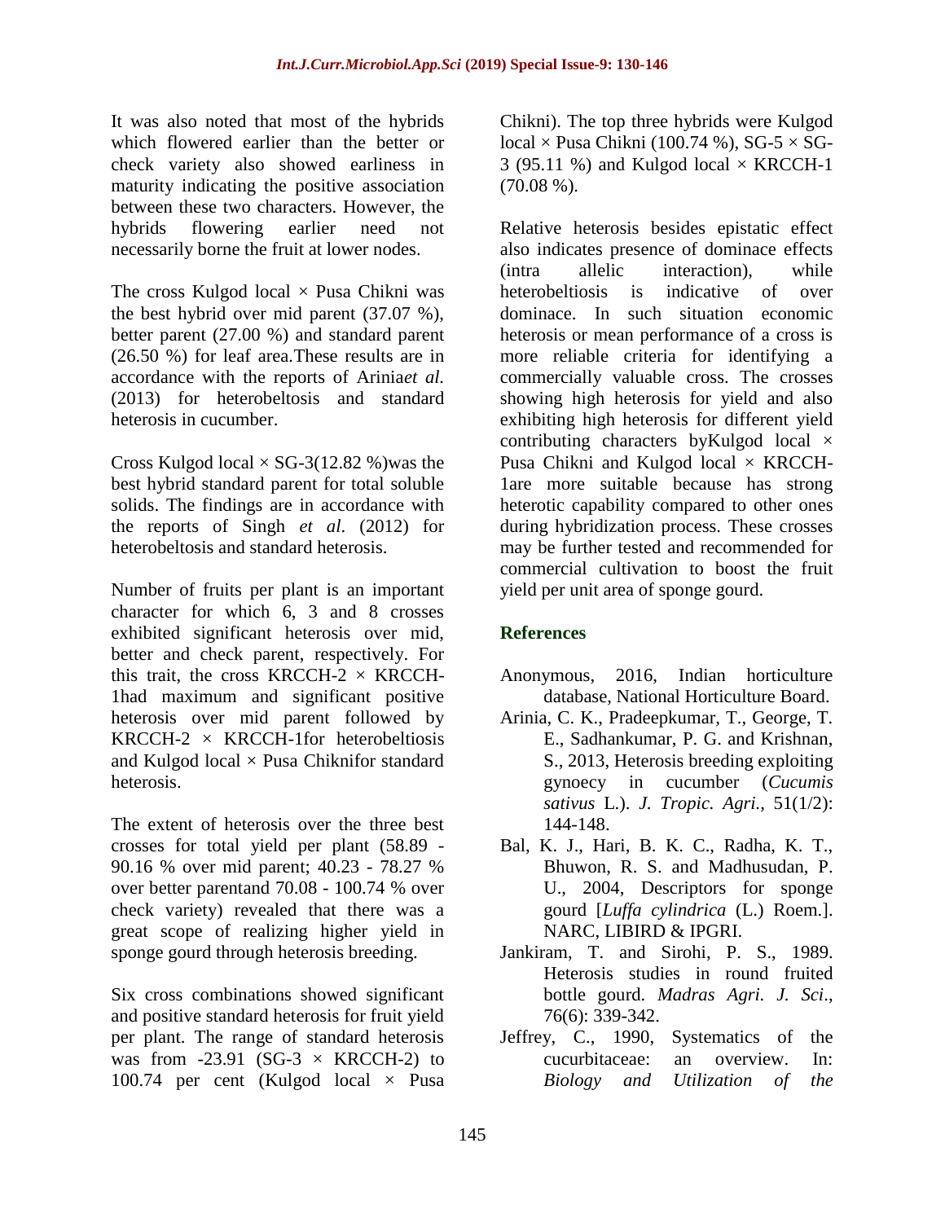It was also noted that most of the hybrids which flowered earlier than the better or check variety also showed earliness in maturity indicating the positive association between these two characters. However, the hybrids flowering earlier need not necessarily borne the fruit at lower nodes.

The cross Kulgod local × Pusa Chikni was the best hybrid over mid parent (37.07 %), better parent (27.00 %) and standard parent (26.50 %) for leaf area.These results are in accordance with the reports of Arinia*et al.* (2013) for heterobeltosis and standard heterosis in cucumber.

Cross Kulgod local × SG-3(12.82 %)was the best hybrid standard parent for total soluble solids. The findings are in accordance with the reports of Singh *et al*. (2012) for heterobeltosis and standard heterosis.

Number of fruits per plant is an important character for which 6, 3 and 8 crosses exhibited significant heterosis over mid, better and check parent, respectively. For this trait, the cross KRCCH-2 × KRCCH-1had maximum and significant positive heterosis over mid parent followed by KRCCH-2 × KRCCH-1for heterobeltiosis and Kulgod local × Pusa Chiknifor standard heterosis.

The extent of heterosis over the three best crosses for total yield per plant (58.89 - 90.16 % over mid parent; 40.23 - 78.27 % over better parentand 70.08 - 100.74 % over check variety) revealed that there was a great scope of realizing higher yield in sponge gourd through heterosis breeding.

Six cross combinations showed significant and positive standard heterosis for fruit yield per plant. The range of standard heterosis was from -23.91 (SG-3 × KRCCH-2) to 100.74 per cent (Kulgod local × Pusa Chikni). The top three hybrids were Kulgod local × Pusa Chikni (100.74 %), SG-5 × SG-3 (95.11 %) and Kulgod local × KRCCH-1 (70.08 %).

Relative heterosis besides epistatic effect also indicates presence of dominace effects (intra allelic interaction), while heterobeltiosis is indicative of over dominace. In such situation economic heterosis or mean performance of a cross is more reliable criteria for identifying a commercially valuable cross. The crosses showing high heterosis for yield and also exhibiting high heterosis for different yield contributing characters byKulgod local × Pusa Chikni and Kulgod local × KRCCH-1are more suitable because has strong heterotic capability compared to other ones during hybridization process. These crosses may be further tested and recommended for commercial cultivation to boost the fruit yield per unit area of sponge gourd.

## References

Anonymous, 2016, Indian horticulture database, National Horticulture Board.

Arinia, C. K., Pradeepkumar, T., George, T. E., Sadhankumar, P. G. and Krishnan, S., 2013, Heterosis breeding exploiting gynoecy in cucumber (*Cucumis sativus* L.). *J. Tropic. Agri.*, 51(1/2): 144-148.

Bal, K. J., Hari, B. K. C., Radha, K. T., Bhuwon, R. S. and Madhusudan, P. U., 2004, Descriptors for sponge gourd [*Luffa cylindrica* (L.) Roem.]. NARC, LIBIRD & IPGRI.

Jankiram, T. and Sirohi, P. S., 1989. Heterosis studies in round fruited bottle gourd. *Madras Agri. J. Sci*., 76(6): 339-342.

Jeffrey, C., 1990, Systematics of the cucurbitaceae: an overview. In: *Biology and Utilization of the*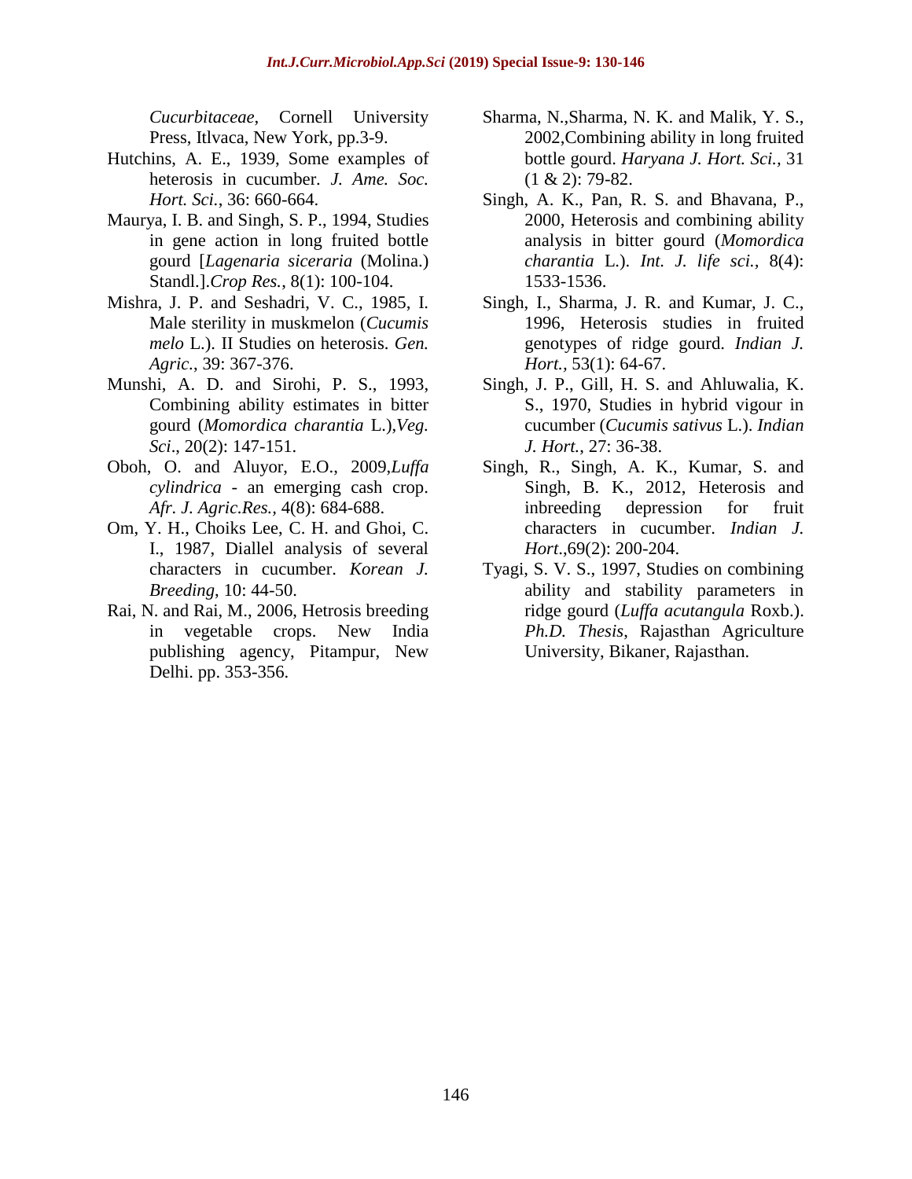*Cucurbitaceae*, Cornell University Press, Itlvaca, New York, pp.3-9.

Hutchins, A. E., 1939, Some examples of heterosis in cucumber. *J. Ame. Soc. Hort. Sci.*, 36: 660-664.

Maurya, I. B. and Singh, S. P., 1994, Studies in gene action in long fruited bottle gourd [*Lagenaria siceraria* (Molina.) Standl.].*Crop Res.*, 8(1): 100-104.

Mishra, J. P. and Seshadri, V. C., 1985, I. Male sterility in muskmelon (*Cucumis melo* L.). II Studies on heterosis. *Gen. Agric.*, 39: 367-376.

Munshi, A. D. and Sirohi, P. S., 1993, Combining ability estimates in bitter gourd (*Momordica charantia* L.),*Veg. Sci*., 20(2): 147-151.

Oboh, O. and Aluyor, E.O., 2009,*Luffa cylindrica* - an emerging cash crop. *Afr. J. Agric.Res.*, 4(8): 684-688.

Om, Y. H., Choiks Lee, C. H. and Ghoi, C. I., 1987, Diallel analysis of several characters in cucumber. *Korean J. Breeding*, 10: 44-50.

Rai, N. and Rai, M., 2006, Hetrosis breeding in vegetable crops. New India publishing agency, Pitampur, New Delhi. pp. 353-356.

Sharma, N.,Sharma, N. K. and Malik, Y. S., 2002,Combining ability in long fruited bottle gourd. *Haryana J. Hort. Sci.*, 31 (1 & 2): 79-82.

Singh, A. K., Pan, R. S. and Bhavana, P., 2000, Heterosis and combining ability analysis in bitter gourd (*Momordica charantia* L.). *Int. J. life sci.*, 8(4): 1533-1536.

Singh, I., Sharma, J. R. and Kumar, J. C., 1996, Heterosis studies in fruited genotypes of ridge gourd. *Indian J. Hort.*, 53(1): 64-67.

Singh, J. P., Gill, H. S. and Ahluwalia, K. S., 1970, Studies in hybrid vigour in cucumber (*Cucumis sativus* L.). *Indian J. Hort.*, 27: 36-38.

Singh, R., Singh, A. K., Kumar, S. and Singh, B. K., 2012, Heterosis and inbreeding depression for fruit characters in cucumber. *Indian J. Hort*.,69(2): 200-204.

Tyagi, S. V. S., 1997, Studies on combining ability and stability parameters in ridge gourd (*Luffa acutangula* Roxb.). *Ph.D. Thesis*, Rajasthan Agriculture University, Bikaner, Rajasthan.